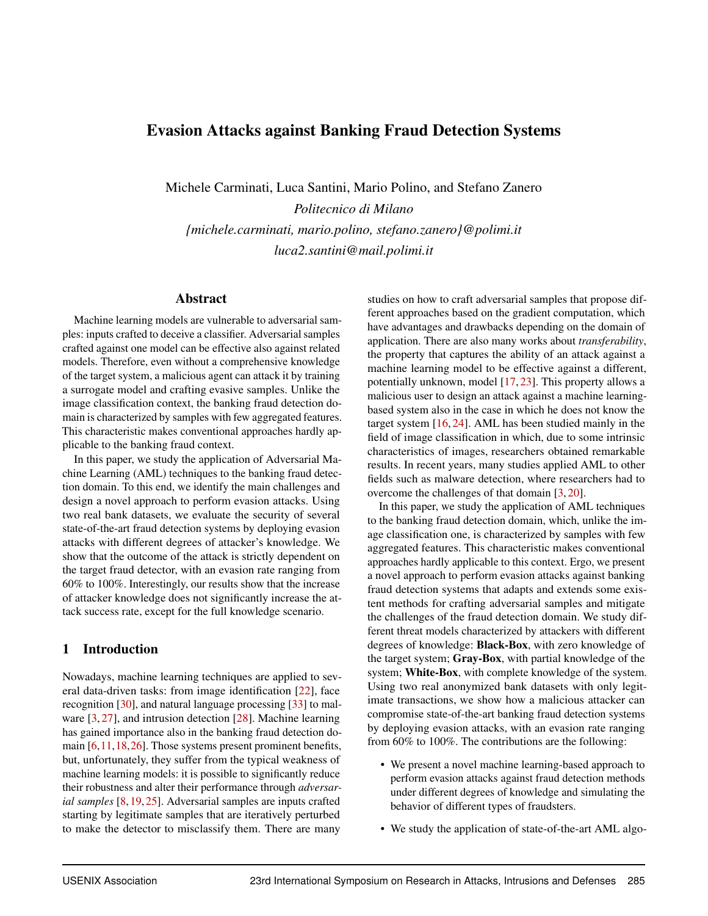# Evasion Attacks against Banking Fraud Detection Systems

Michele Carminati, Luca Santini, Mario Polino, and Stefano Zanero

*Politecnico di Milano*

*{michele.carminati, mario.polino, stefano.zanero}@polimi.it*

*luca2.santini@mail.polimi.it*

## Abstract

Machine learning models are vulnerable to adversarial samples: inputs crafted to deceive a classifier. Adversarial samples crafted against one model can be effective also against related models. Therefore, even without a comprehensive knowledge of the target system, a malicious agent can attack it by training a surrogate model and crafting evasive samples. Unlike the image classification context, the banking fraud detection domain is characterized by samples with few aggregated features. This characteristic makes conventional approaches hardly applicable to the banking fraud context.

In this paper, we study the application of Adversarial Machine Learning (AML) techniques to the banking fraud detection domain. To this end, we identify the main challenges and design a novel approach to perform evasion attacks. Using two real bank datasets, we evaluate the security of several state-of-the-art fraud detection systems by deploying evasion attacks with different degrees of attacker's knowledge. We show that the outcome of the attack is strictly dependent on the target fraud detector, with an evasion rate ranging from 60% to 100%. Interestingly, our results show that the increase of attacker knowledge does not significantly increase the attack success rate, except for the full knowledge scenario.

## 1 Introduction

Nowadays, machine learning techniques are applied to several data-driven tasks: from image identification [22], face recognition [30], and natural language processing [33] to malware [3, 27], and intrusion detection [28]. Machine learning has gained importance also in the banking fraud detection domain [6, 11, 18, 26]. Those systems present prominent benefits, but, unfortunately, they suffer from the typical weakness of machine learning models: it is possible to significantly reduce their robustness and alter their performance through *adversarial samples* [8, 19, 25]. Adversarial samples are inputs crafted starting by legitimate samples that are iteratively perturbed to make the detector to misclassify them. There are many studies on how to craft adversarial samples that propose different approaches based on the gradient computation, which have advantages and drawbacks depending on the domain of application. There are also many works about *transferability*, the property that captures the ability of an attack against a machine learning model to be effective against a different, potentially unknown, model [17, 23]. This property allows a malicious user to design an attack against a machine learning-based system also in the case in which he does not know the target system [16, 24]. AML has been studied mainly in the field of image classification in which, due to some intrinsic characteristics of images, researchers obtained remarkable results. In recent years, many studies applied AML to other fields such as malware detection, where researchers had to overcome the challenges of that domain [3, 20].

In this paper, we study the application of AML techniques to the banking fraud detection domain, which, unlike the image classification one, is characterized by samples with few aggregated features. This characteristic makes conventional approaches hardly applicable to this context. Ergo, we present a novel approach to perform evasion attacks against banking fraud detection systems that adapts and extends some existent methods for crafting adversarial samples and mitigate the challenges of the fraud detection domain. We study different threat models characterized by attackers with different degrees of knowledge: **Black-Box**, with zero knowledge of the target system; **Gray-Box**, with partial knowledge of the system; **White-Box**, with complete knowledge of the system. Using two real anonymized bank datasets with only legitimate transactions, we show how a malicious attacker can compromise state-of-the-art banking fraud detection systems by deploying evasion attacks, with an evasion rate ranging from 60% to 100%. The contributions are the following:

- We present a novel machine learning-based approach to perform evasion attacks against fraud detection methods under different degrees of knowledge and simulating the behavior of different types of fraudsters.
- We study the application of state-of-the-art AML algo-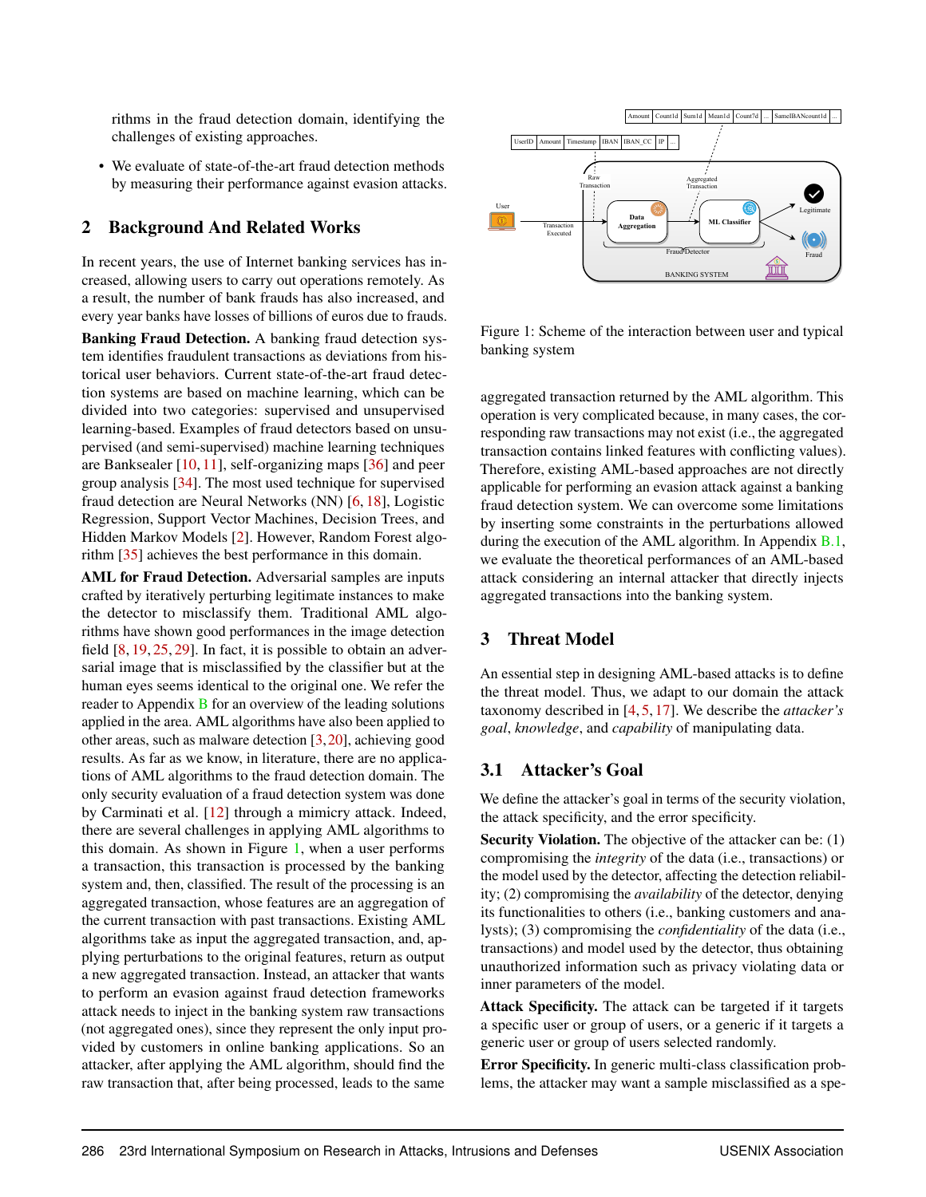rithms in the fraud detection domain, identifying the challenges of existing approaches.

- We evaluate of state-of-the-art fraud detection methods by measuring their performance against evasion attacks.

## 2 Background And Related Works

In recent years, the use of Internet banking services has increased, allowing users to carry out operations remotely. As a result, the number of bank frauds has also increased, and every year banks have losses of billions of euros due to frauds.

**Banking Fraud Detection.** A banking fraud detection system identifies fraudulent transactions as deviations from historical user behaviors. Current state-of-the-art fraud detection systems are based on machine learning, which can be divided into two categories: supervised and unsupervised learning-based. Examples of fraud detectors based on unsupervised (and semi-supervised) machine learning techniques are Banksealer [10, 11], self-organizing maps [36] and peer group analysis [34]. The most used technique for supervised fraud detection are Neural Networks (NN) [6, 18], Logistic Regression, Support Vector Machines, Decision Trees, and Hidden Markov Models [2]. However, Random Forest algorithm [35] achieves the best performance in this domain.

**AML for Fraud Detection.** Adversarial samples are inputs crafted by iteratively perturbing legitimate instances to make the detector to misclassify them. Traditional AML algorithms have shown good performances in the image detection field [8, 19, 25, 29]. In fact, it is possible to obtain an adversarial image that is misclassified by the classifier but at the human eyes seems identical to the original one. We refer the reader to Appendix B for an overview of the leading solutions applied in the area. AML algorithms have also been applied to other areas, such as malware detection [3, 20], achieving good results. As far as we know, in literature, there are no applications of AML algorithms to the fraud detection domain. The only security evaluation of a fraud detection system was done by Carminati et al. [12] through a mimicry attack. Indeed, there are several challenges in applying AML algorithms to this domain. As shown in Figure 1, when a user performs a transaction, this transaction is processed by the banking system and, then, classified. The result of the processing is an aggregated transaction, whose features are an aggregation of the current transaction with past transactions. Existing AML algorithms take as input the aggregated transaction, and, applying perturbations to the original features, return as output a new aggregated transaction. Instead, an attacker that wants to perform an evasion against fraud detection frameworks attack needs to inject in the banking system raw transactions (not aggregated ones), since they represent the only input provided by customers in online banking applications. So an attacker, after applying the AML algorithm, should find the raw transaction that, after being processed, leads to the same aggregated transaction returned by the AML algorithm. This operation is very complicated because, in many cases, the corresponding raw transactions may not exist (i.e., the aggregated transaction contains linked features with conflicting values). Therefore, existing AML-based approaches are not directly applicable for performing an evasion attack against a banking fraud detection system. We can overcome some limitations by inserting some constraints in the perturbations allowed during the execution of the AML algorithm. In Appendix B.1, we evaluate the theoretical performances of an AML-based attack considering an internal attacker that directly injects aggregated transactions into the banking system.

Figure 1: Scheme of the interaction between user and typical banking system

## 3 Threat Model

An essential step in designing AML-based attacks is to define the threat model. Thus, we adapt to our domain the attack taxonomy described in [4, 5, 17]. We describe the *attacker's goal*, *knowledge*, and *capability* of manipulating data.

### 3.1 Attacker's Goal

We define the attacker's goal in terms of the security violation, the attack specificity, and the error specificity.

**Security Violation.** The objective of the attacker can be: (1) compromising the *integrity* of the data (i.e., transactions) or the model used by the detector, affecting the detection reliability; (2) compromising the *availability* of the detector, denying its functionalities to others (i.e., banking customers and analysts); (3) compromising the *confidentiality* of the data (i.e., transactions) and model used by the detector, thus obtaining unauthorized information such as privacy violating data or inner parameters of the model.

**Attack Specificity.** The attack can be targeted if it targets a specific user or group of users, or a generic if it targets a generic user or group of users selected randomly.

**Error Specificity.** In generic multi-class classification problems, the attacker may want a sample misclassified as a spe-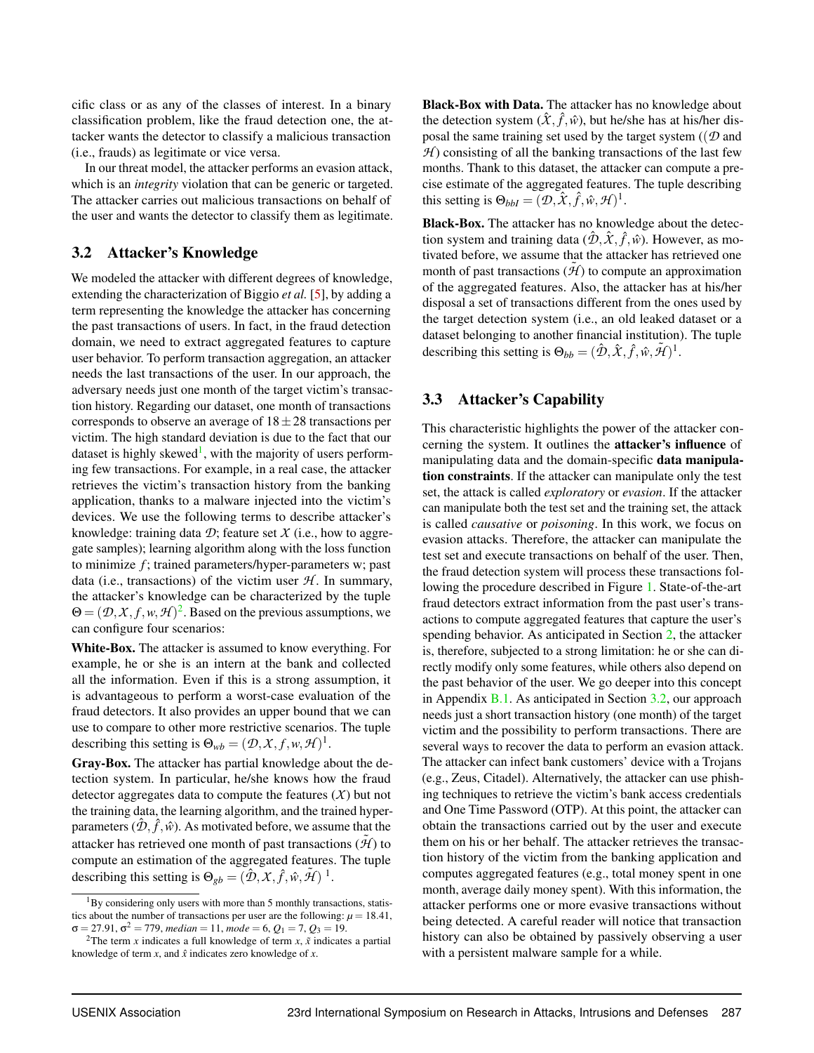cific class or as any of the classes of interest. In a binary classification problem, like the fraud detection one, the attacker wants the detector to classify a malicious transaction (i.e., frauds) as legitimate or vice versa.

In our threat model, the attacker performs an evasion attack, which is an *integrity* violation that can be generic or targeted. The attacker carries out malicious transactions on behalf of the user and wants the detector to classify them as legitimate.

### 3.2 Attacker's Knowledge

We modeled the attacker with different degrees of knowledge, extending the characterization of Biggio *et al.* [5], by adding a term representing the knowledge the attacker has concerning the past transactions of users. In fact, in the fraud detection domain, we need to extract aggregated features to capture user behavior. To perform transaction aggregation, an attacker needs the last transactions of the user. In our approach, the adversary needs just one month of the target victim's transaction history. Regarding our dataset, one month of transactions corresponds to observe an average of $18 \pm 28$ transactions per victim. The high standard deviation is due to the fact that our dataset is highly skewed[1], with the majority of users performing few transactions. For example, in a real case, the attacker retrieves the victim's transaction history from the banking application, thanks to a malware injected into the victim's devices. We use the following terms to describe attacker's knowledge: training data $\mathcal{D}$; feature set $\mathcal{X}$ (i.e., how to aggregate samples); learning algorithm along with the loss function to minimize $f$; trained parameters/hyper-parameters w; past data (i.e., transactions) of the victim user $\mathcal{H}$. In summary, the attacker's knowledge can be characterized by the tuple $\Theta = (\mathcal{D}, \mathcal{X}, f, w, \mathcal{H})$[2]. Based on the previous assumptions, we can configure four scenarios:

**White-Box.** The attacker is assumed to know everything. For example, he or she is an intern at the bank and collected all the information. Even if this is a strong assumption, it is advantageous to perform a worst-case evaluation of the fraud detectors. It also provides an upper bound that we can use to compare to other more restrictive scenarios. The tuple describing this setting is $\Theta_{wb} = (\mathcal{D}, \mathcal{X}, f, w, \mathcal{H})$[1].

**Gray-Box.** The attacker has partial knowledge about the detection system. In particular, he/she knows how the fraud detector aggregates data to compute the features ($\mathcal{X}$) but not the training data, the learning algorithm, and the trained hyper-parameters ($\hat{\mathcal{D}}, \hat{f}, \hat{w}$). As motivated before, we assume that the attacker has retrieved one month of past transactions ($\tilde{\mathcal{H}}$) to compute an estimation of the aggregated features. The tuple describing this setting is $\Theta_{gb} = (\hat{\mathcal{D}}, \mathcal{X}, \hat{f}, \hat{w}, \tilde{\mathcal{H}})$ [1].

**Black-Box with Data.** The attacker has no knowledge about the detection system ($\hat{\mathcal{X}}, \hat{f}, \hat{w}$), but he/she has at his/her disposal the same training set used by the target system (($\mathcal{D}$ and $\mathcal{H}$) consisting of all the banking transactions of the last few months. Thank to this dataset, the attacker can compute a precise estimate of the aggregated features. The tuple describing this setting is $\Theta_{bbI} = (\mathcal{D}, \hat{\mathcal{X}}, \hat{f}, \hat{w}, \mathcal{H})$[1].

**Black-Box.** The attacker has no knowledge about the detection system and training data ($\hat{\mathcal{D}}, \hat{\mathcal{X}}, \hat{f}, \hat{w}$). However, as motivated before, we assume that the attacker has retrieved one month of past transactions ($\tilde{\mathcal{H}}$) to compute an approximation of the aggregated features. Also, the attacker has at his/her disposal a set of transactions different from the ones used by the target detection system (i.e., an old leaked dataset or a dataset belonging to another financial institution). The tuple describing this setting is $\Theta_{bb} = (\hat{\mathcal{D}}, \hat{\mathcal{X}}, \hat{f}, \hat{w}, \tilde{\mathcal{H}})$[1].

### 3.3 Attacker's Capability

This characteristic highlights the power of the attacker concerning the system. It outlines the **attacker's influence** of manipulating data and the domain-specific **data manipulation constraints**. If the attacker can manipulate only the test set, the attack is called *exploratory* or *evasion*. If the attacker can manipulate both the test set and the training set, the attack is called *causative* or *poisoning*. In this work, we focus on evasion attacks. Therefore, the attacker can manipulate the test set and execute transactions on behalf of the user. Then, the fraud detection system will process these transactions following the procedure described in Figure 1. State-of-the-art fraud detectors extract information from the past user's transactions to compute aggregated features that capture the user's spending behavior. As anticipated in Section 2, the attacker is, therefore, subjected to a strong limitation: he or she can directly modify only some features, while others also depend on the past behavior of the user. We go deeper into this concept in Appendix B.1. As anticipated in Section 3.2, our approach needs just a short transaction history (one month) of the target victim and the possibility to perform transactions. There are several ways to recover the data to perform an evasion attack. The attacker can infect bank customers' device with a Trojans (e.g., Zeus, Citadel). Alternatively, the attacker can use phishing techniques to retrieve the victim's bank access credentials and One Time Password (OTP). At this point, the attacker can obtain the transactions carried out by the user and execute them on his or her behalf. The attacker retrieves the transaction history of the victim from the banking application and computes aggregated features (e.g., total money spent in one month, average daily money spent). With this information, the attacker performs one or more evasive transactions without being detected. A careful reader will notice that transaction history can also be obtained by passively observing a user with a persistent malware sample for a while.

---

[1] By considering only users with more than 5 monthly transactions, statistics about the number of transactions per user are the following: $\mu = 18.41$, $\sigma = 27.91$, $\sigma^2 = 779$, *median* $= 11$, *mode* $= 6$, $Q_1 = 7$, $Q_3 = 19$.

[2] The term $x$ indicates a full knowledge of term $x$, $\tilde{x}$ indicates a partial knowledge of term $x$, and $\hat{x}$ indicates zero knowledge of $x$.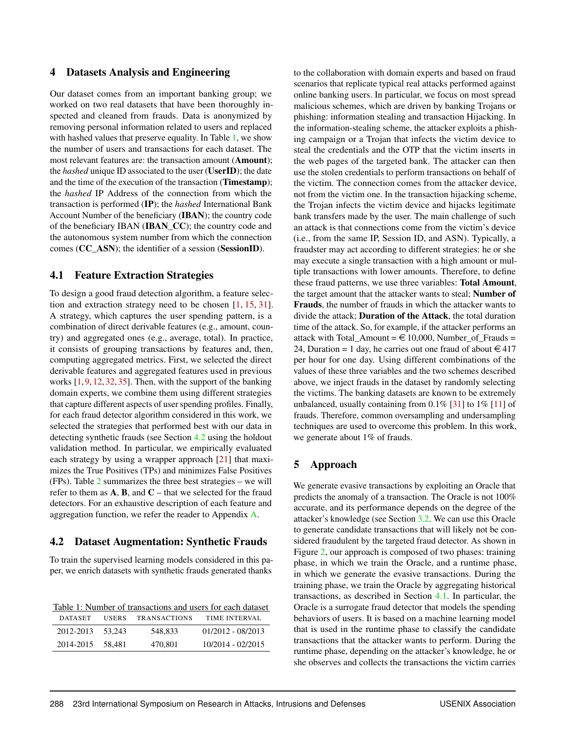## 4 Datasets Analysis and Engineering

Our dataset comes from an important banking group; we worked on two real datasets that have been thoroughly inspected and cleaned from frauds. Data is anonymized by removing personal information related to users and replaced with hashed values that preserve equality. In Table 1, we show the number of users and transactions for each dataset. The most relevant features are: the transaction amount (**Amount**); the *hashed* unique ID associated to the user (**UserID**); the date and the time of the execution of the transaction (**Timestamp**); the *hashed* IP Address of the connection from which the transaction is performed (**IP**); the *hashed* International Bank Account Number of the beneficiary (**IBAN**); the country code of the beneficiary IBAN (**IBAN_CC**); the country code and the autonomous system number from which the connection comes (**CC_ASN**); the identifier of a session (**SessionID**).

### 4.1 Feature Extraction Strategies

To design a good fraud detection algorithm, a feature selection and extraction strategy need to be chosen [1, 15, 31]. A strategy, which captures the user spending pattern, is a combination of direct derivable features (e.g., amount, country) and aggregated ones (e.g., average, total). In practice, it consists of grouping transactions by features and, then, computing aggregated metrics. First, we selected the direct derivable features and aggregated features used in previous works [1, 9, 12, 32, 35]. Then, with the support of the banking domain experts, we combine them using different strategies that capture different aspects of user spending profiles. Finally, for each fraud detector algorithm considered in this work, we selected the strategies that performed best with our data in detecting synthetic frauds (see Section 4.2 using the holdout validation method. In particular, we empirically evaluated each strategy by using a wrapper approach [21] that maximizes the True Positives (TPs) and minimizes False Positives (FPs). Table 2 summarizes the three best strategies – we will refer to them as **A**, **B**, and **C** – that we selected for the fraud detectors. For an exhaustive description of each feature and aggregation function, we refer the reader to Appendix A.

### 4.2 Dataset Augmentation: Synthetic Frauds

To train the supervised learning models considered in this paper, we enrich datasets with synthetic frauds generated thanks to the collaboration with domain experts and based on fraud scenarios that replicate typical real attacks performed against online banking users. In particular, we focus on most spread malicious schemes, which are driven by banking Trojans or phishing: information stealing and transaction Hijacking. In the information-stealing scheme, the attacker exploits a phishing campaign or a Trojan that infects the victim device to steal the credentials and the OTP that the victim inserts in the web pages of the targeted bank. The attacker can then use the stolen credentials to perform transactions on behalf of the victim. The connection comes from the attacker device, not from the victim one. In the transaction hijacking scheme, the Trojan infects the victim device and hijacks legitimate bank transfers made by the user. The main challenge of such an attack is that connections come from the victim's device (i.e., from the same IP, Session ID, and ASN). Typically, a fraudster may act according to different strategies: he or she may execute a single transaction with a high amount or multiple transactions with lower amounts. Therefore, to define these fraud patterns, we use three variables: **Total Amount**, the target amount that the attacker wants to steal; **Number of Frauds**, the number of frauds in which the attacker wants to divide the attack; **Duration of the Attack**, the total duration time of the attack. So, for example, if the attacker performs an attack with Total_Amount = € 10,000, Number_of_Frauds = 24, Duration = 1 day, he carries out one fraud of about € 417 per hour for one day. Using different combinations of the values of these three variables and the two schemes described above, we inject frauds in the dataset by randomly selecting the victims. The banking datasets are known to be extremely unbalanced, usually containing from 0.1% [31] to 1% [11] of frauds. Therefore, common oversampling and undersampling techniques are used to overcome this problem. In this work, we generate about 1% of frauds.

Table 1: Number of transactions and users for each dataset

| DATASET | USERS | TRANSACTIONS | TIME INTERVAL |
|---|---|---|---|
| 2012-2013 | 53,243 | 548,833 | 01/2012 - 08/2013 |
| 2014-2015 | 58,481 | 470,801 | 10/2014 - 02/2015 |

## 5 Approach

We generate evasive transactions by exploiting an Oracle that predicts the anomaly of a transaction. The Oracle is not 100% accurate, and its performance depends on the degree of the attacker's knowledge (see Section 3.2. We can use this Oracle to generate candidate transactions that will likely not be considered fraudulent by the targeted fraud detector. As shown in Figure 2, our approach is composed of two phases: training phase, in which we train the Oracle, and a runtime phase, in which we generate the evasive transactions. During the training phase, we train the Oracle by aggregating historical transactions, as described in Section 4.1. In particular, the Oracle is a surrogate fraud detector that models the spending behaviors of users. It is based on a machine learning model that is used in the runtime phase to classify the candidate transactions that the attacker wants to perform. During the runtime phase, depending on the attacker's knowledge, he or she observes and collects the transactions the victim carries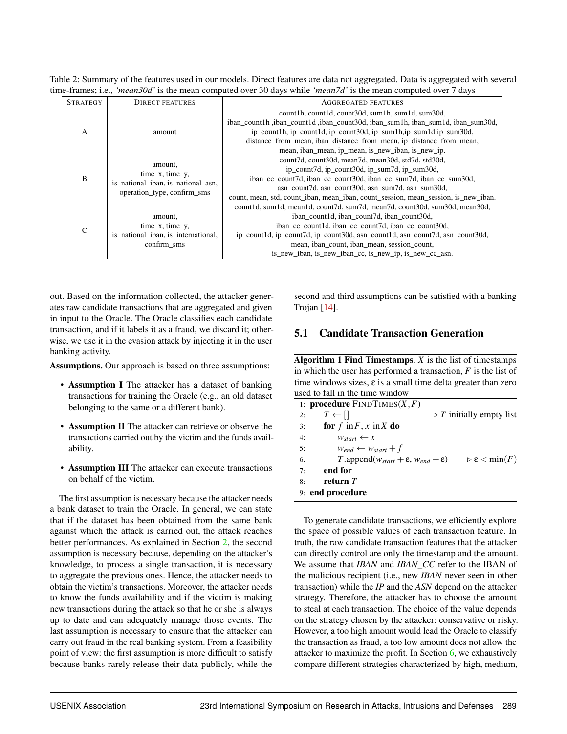Table 2: Summary of the features used in our models. Direct features are data not aggregated. Data is aggregated with several time-frames; i.e., *'mean30d'* is the mean computed over 30 days while *'mean7d'* is the mean computed over 7 days

| STRATEGY | DIRECT FEATURES | AGGREGATED FEATURES |
|---|---|---|
| A | amount | count1h, count1d, count30d, sum1h, sum1d, sum30d, iban_count1h ,iban_count1d ,iban_count30d, iban_sum1h, iban_sum1d, iban_sum30d, ip_count1h, ip_count1d, ip_count30d, ip_sum1h,ip_sum1d,ip_sum30d, distance_from_mean, iban_distance_from_mean, ip_distance_from_mean, mean, iban_mean, ip_mean, is_new_iban, is_new_ip. |
| B | amount, time_x, time_y, is_national_iban, is_national_asn, operation_type, confirm_sms | count7d, count30d, mean7d, mean30d, std7d, std30d, ip_count7d, ip_count30d, ip_sum7d, ip_sum30d, iban_cc_count7d, iban_cc_count30d, iban_cc_sum7d, iban_cc_sum30d, asn_count7d, asn_count30d, asn_sum7d, asn_sum30d, count, mean, std, count_iban, mean_iban, count_session, mean_session, is_new_iban. |
| C | amount, time_x, time_y, is_national_iban, is_international, confirm_sms | count1d, sum1d, mean1d, count7d, sum7d, mean7d, count30d, sum30d, mean30d, iban_count1d, iban_count7d, iban_count30d, iban_cc_count1d, iban_cc_count7d, iban_cc_count30d, ip_count1d, ip_count7d, ip_count30d, asn_count1d, asn_count7d, asn_count30d, mean, iban_count, iban_mean, session_count, is_new_iban, is_new_iban_cc, is_new_ip, is_new_cc_asn. |

out. Based on the information collected, the attacker generates raw candidate transactions that are aggregated and given in input to the Oracle. The Oracle classifies each candidate transaction, and if it labels it as a fraud, we discard it; otherwise, we use it in the evasion attack by injecting it in the user banking activity.

**Assumptions.** Our approach is based on three assumptions:

- **Assumption I** The attacker has a dataset of banking transactions for training the Oracle (e.g., an old dataset belonging to the same or a different bank).
- **Assumption II** The attacker can retrieve or observe the transactions carried out by the victim and the funds availability.
- **Assumption III** The attacker can execute transactions on behalf of the victim.

The first assumption is necessary because the attacker needs a bank dataset to train the Oracle. In general, we can state that if the dataset has been obtained from the same bank against which the attack is carried out, the attack reaches better performances. As explained in Section 2, the second assumption is necessary because, depending on the attacker's knowledge, to process a single transaction, it is necessary to aggregate the previous ones. Hence, the attacker needs to obtain the victim's transactions. Moreover, the attacker needs to know the funds availability and if the victim is making new transactions during the attack so that he or she is always up to date and can adequately manage those events. The last assumption is necessary to ensure that the attacker can carry out fraud in the real banking system. From a feasibility point of view: the first assumption is more difficult to satisfy because banks rarely release their data publicly, while the second and third assumptions can be satisfied with a banking Trojan [14].

## 5.1 Candidate Transaction Generation

**Algorithm 1 Find Timestamps**. $X$ is the list of timestamps in which the user has performed a transaction, $F$ is the list of time windows sizes, $\varepsilon$ is a small time delta greater than zero used to fall in the time window

```
1: procedure FINDTIMES(X, F)
2:     T ← []                                   ▷ T initially empty list
3:     for f in F, x in X do
4:         w_start ← x
5:         w_end ← w_start + f
6:         T.append(w_start + ε, w_end + ε)      ▷ ε < min(F)
7:     end for
8:     return T
9: end procedure
```

To generate candidate transactions, we efficiently explore the space of possible values of each transaction feature. In truth, the raw candidate transaction features that the attacker can directly control are only the timestamp and the amount. We assume that *IBAN* and *IBAN_CC* refer to the IBAN of the malicious recipient (i.e., new *IBAN* never seen in other transaction) while the *IP* and the *ASN* depend on the attacker strategy. Therefore, the attacker has to choose the amount to steal at each transaction. The choice of the value depends on the strategy chosen by the attacker: conservative or risky. However, a too high amount would lead the Oracle to classify the transaction as fraud, a too low amount does not allow the attacker to maximize the profit. In Section 6, we exhaustively compare different strategies characterized by high, medium,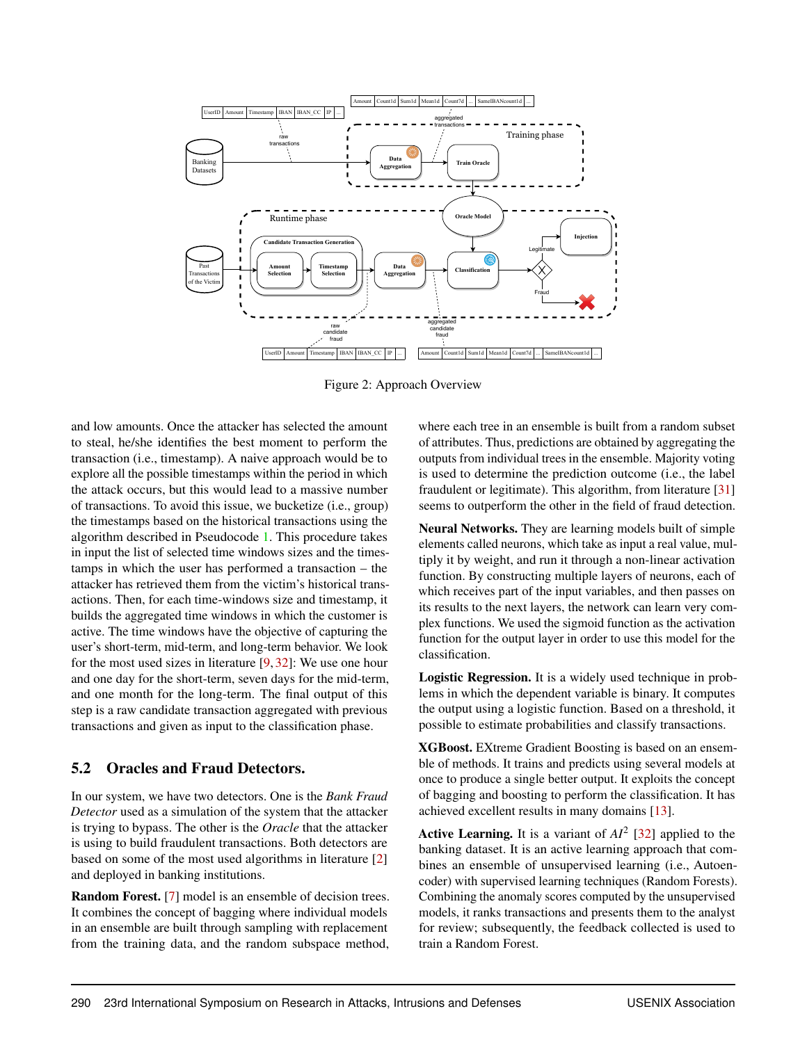Figure 2: Approach Overview

and low amounts. Once the attacker has selected the amount to steal, he/she identifies the best moment to perform the transaction (i.e., timestamp). A naive approach would be to explore all the possible timestamps within the period in which the attack occurs, but this would lead to a massive number of transactions. To avoid this issue, we bucketize (i.e., group) the timestamps based on the historical transactions using the algorithm described in Pseudocode 1. This procedure takes in input the list of selected time windows sizes and the timestamps in which the user has performed a transaction – the attacker has retrieved them from the victim's historical transactions. Then, for each time-windows size and timestamp, it builds the aggregated time windows in which the customer is active. The time windows have the objective of capturing the user's short-term, mid-term, and long-term behavior. We look for the most used sizes in literature [9, 32]: We use one hour and one day for the short-term, seven days for the mid-term, and one month for the long-term. The final output of this step is a raw candidate transaction aggregated with previous transactions and given as input to the classification phase.

## 5.2 Oracles and Fraud Detectors.

In our system, we have two detectors. One is the *Bank Fraud Detector* used as a simulation of the system that the attacker is trying to bypass. The other is the *Oracle* that the attacker is using to build fraudulent transactions. Both detectors are based on some of the most used algorithms in literature [2] and deployed in banking institutions.

**Random Forest.** [7] model is an ensemble of decision trees. It combines the concept of bagging where individual models in an ensemble are built through sampling with replacement from the training data, and the random subspace method, where each tree in an ensemble is built from a random subset of attributes. Thus, predictions are obtained by aggregating the outputs from individual trees in the ensemble. Majority voting is used to determine the prediction outcome (i.e., the label fraudulent or legitimate). This algorithm, from literature [31] seems to outperform the other in the field of fraud detection.

**Neural Networks.** They are learning models built of simple elements called neurons, which take as input a real value, multiply it by weight, and run it through a non-linear activation function. By constructing multiple layers of neurons, each of which receives part of the input variables, and then passes on its results to the next layers, the network can learn very complex functions. We used the sigmoid function as the activation function for the output layer in order to use this model for the classification.

**Logistic Regression.** It is a widely used technique in problems in which the dependent variable is binary. It computes the output using a logistic function. Based on a threshold, it possible to estimate probabilities and classify transactions.

**XGBoost.** EXtreme Gradient Boosting is based on an ensemble of methods. It trains and predicts using several models at once to produce a single better output. It exploits the concept of bagging and boosting to perform the classification. It has achieved excellent results in many domains [13].

**Active Learning.** It is a variant of $AI^2$ [32] applied to the banking dataset. It is an active learning approach that combines an ensemble of unsupervised learning (i.e., Autoencoder) with supervised learning techniques (Random Forests). Combining the anomaly scores computed by the unsupervised models, it ranks transactions and presents them to the analyst for review; subsequently, the feedback collected is used to train a Random Forest.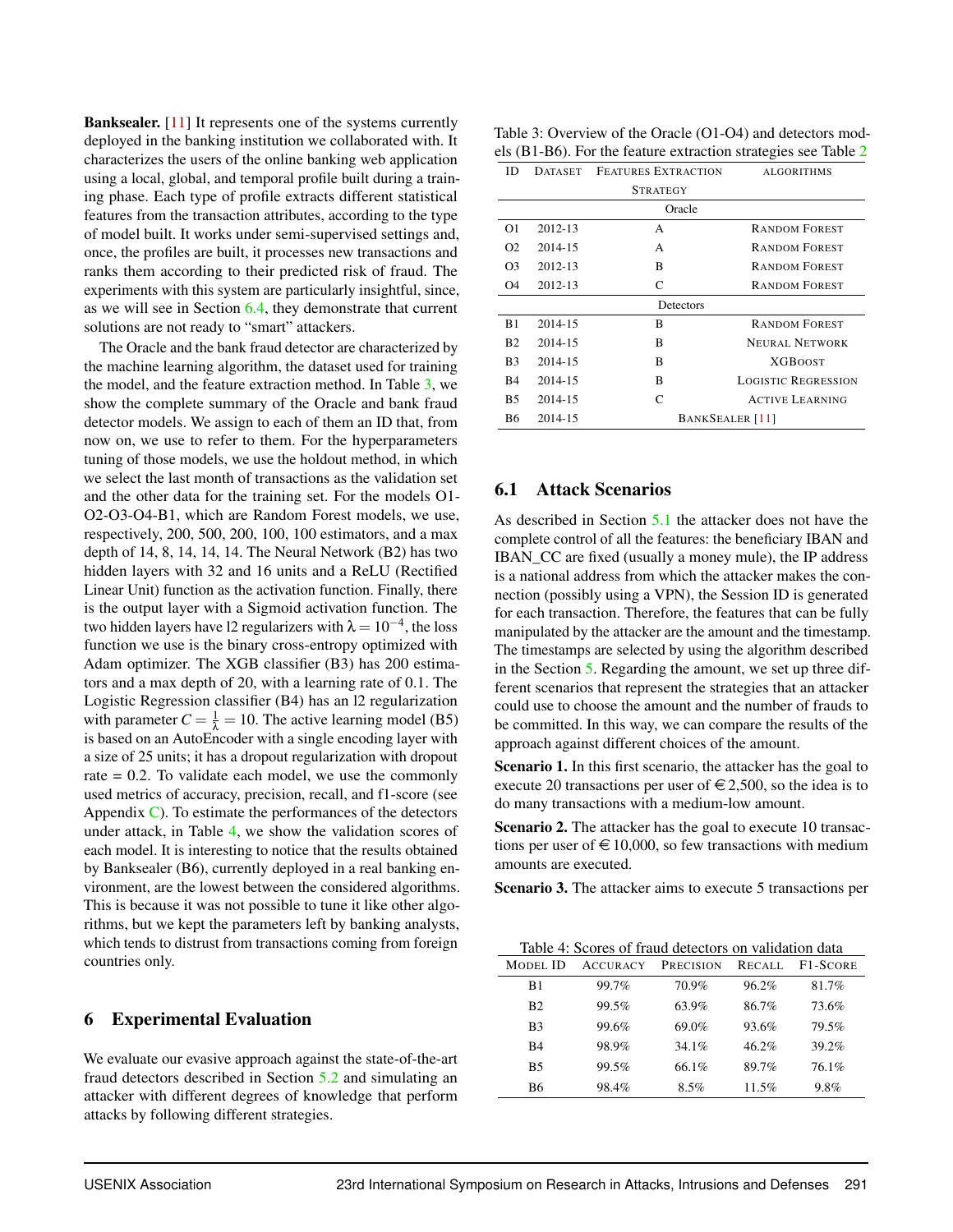**Banksealer.** [11] It represents one of the systems currently deployed in the banking institution we collaborated with. It characterizes the users of the online banking web application using a local, global, and temporal profile built during a training phase. Each type of profile extracts different statistical features from the transaction attributes, according to the type of model built. It works under semi-supervised settings and, once, the profiles are built, it processes new transactions and ranks them according to their predicted risk of fraud. The experiments with this system are particularly insightful, since, as we will see in Section 6.4, they demonstrate that current solutions are not ready to "smart" attackers.

The Oracle and the bank fraud detector are characterized by the machine learning algorithm, the dataset used for training the model, and the feature extraction method. In Table 3, we show the complete summary of the Oracle and bank fraud detector models. We assign to each of them an ID that, from now on, we use to refer to them. For the hyperparameters tuning of those models, we use the holdout method, in which we select the last month of transactions as the validation set and the other data for the training set. For the models O1-O2-O3-O4-B1, which are Random Forest models, we use, respectively, 200, 500, 200, 100, 100 estimators, and a max depth of 14, 8, 14, 14, 14. The Neural Network (B2) has two hidden layers with 32 and 16 units and a ReLU (Rectified Linear Unit) function as the activation function. Finally, there is the output layer with a Sigmoid activation function. The two hidden layers have l2 regularizers with $\lambda = 10^{-4}$, the loss function we use is the binary cross-entropy optimized with Adam optimizer. The XGB classifier (B3) has 200 estimators and a max depth of 20, with a learning rate of 0.1. The Logistic Regression classifier (B4) has an l2 regularization with parameter $C = \frac{1}{\lambda} = 10$. The active learning model (B5) is based on an AutoEncoder with a single encoding layer with a size of 25 units; it has a dropout regularization with dropout rate = 0.2. To validate each model, we use the commonly used metrics of accuracy, precision, recall, and f1-score (see Appendix C). To estimate the performances of the detectors under attack, in Table 4, we show the validation scores of each model. It is interesting to notice that the results obtained by Banksealer (B6), currently deployed in a real banking environment, are the lowest between the considered algorithms. This is because it was not possible to tune it like other algorithms, but we kept the parameters left by banking analysts, which tends to distrust from transactions coming from foreign countries only.

## 6 Experimental Evaluation

We evaluate our evasive approach against the state-of-the-art fraud detectors described in Section 5.2 and simulating an attacker with different degrees of knowledge that perform attacks by following different strategies.

Table 3: Overview of the Oracle (O1-O4) and detectors models (B1-B6). For the feature extraction strategies see Table 2

| ID | Dataset | Features Extraction Strategy | Algorithms |
|---|---|---|---|
| | | Oracle | |
| O1 | 2012-13 | A | Random Forest |
| O2 | 2014-15 | A | Random Forest |
| O3 | 2012-13 | B | Random Forest |
| O4 | 2012-13 | C | Random Forest |
| | | Detectors | |
| B1 | 2014-15 | B | Random Forest |
| B2 | 2014-15 | B | Neural Network |
| B3 | 2014-15 | B | XGBoost |
| B4 | 2014-15 | B | Logistic Regression |
| B5 | 2014-15 | C | Active Learning |
| B6 | 2014-15 | Banksealer [11] | |

### 6.1 Attack Scenarios

As described in Section 5.1 the attacker does not have the complete control of all the features: the beneficiary IBAN and IBAN_CC are fixed (usually a money mule), the IP address is a national address from which the attacker makes the connection (possibly using a VPN), the Session ID is generated for each transaction. Therefore, the features that can be fully manipulated by the attacker are the amount and the timestamp. The timestamps are selected by using the algorithm described in the Section 5. Regarding the amount, we set up three different scenarios that represent the strategies that an attacker could use to choose the amount and the number of frauds to be committed. In this way, we can compare the results of the approach against different choices of the amount.

**Scenario 1.** In this first scenario, the attacker has the goal to execute 20 transactions per user of €2,500, so the idea is to do many transactions with a medium-low amount.

**Scenario 2.** The attacker has the goal to execute 10 transactions per user of €10,000, so few transactions with medium amounts are executed.

**Scenario 3.** The attacker aims to execute 5 transactions per

Table 4: Scores of fraud detectors on validation data

| Model ID | Accuracy | Precision | Recall | F1-Score |
|---|---|---|---|---|
| B1 | 99.7% | 70.9% | 96.2% | 81.7% |
| B2 | 99.5% | 63.9% | 86.7% | 73.6% |
| B3 | 99.6% | 69.0% | 93.6% | 79.5% |
| B4 | 98.9% | 34.1% | 46.2% | 39.2% |
| B5 | 99.5% | 66.1% | 89.7% | 76.1% |
| B6 | 98.4% | 8.5% | 11.5% | 9.8% |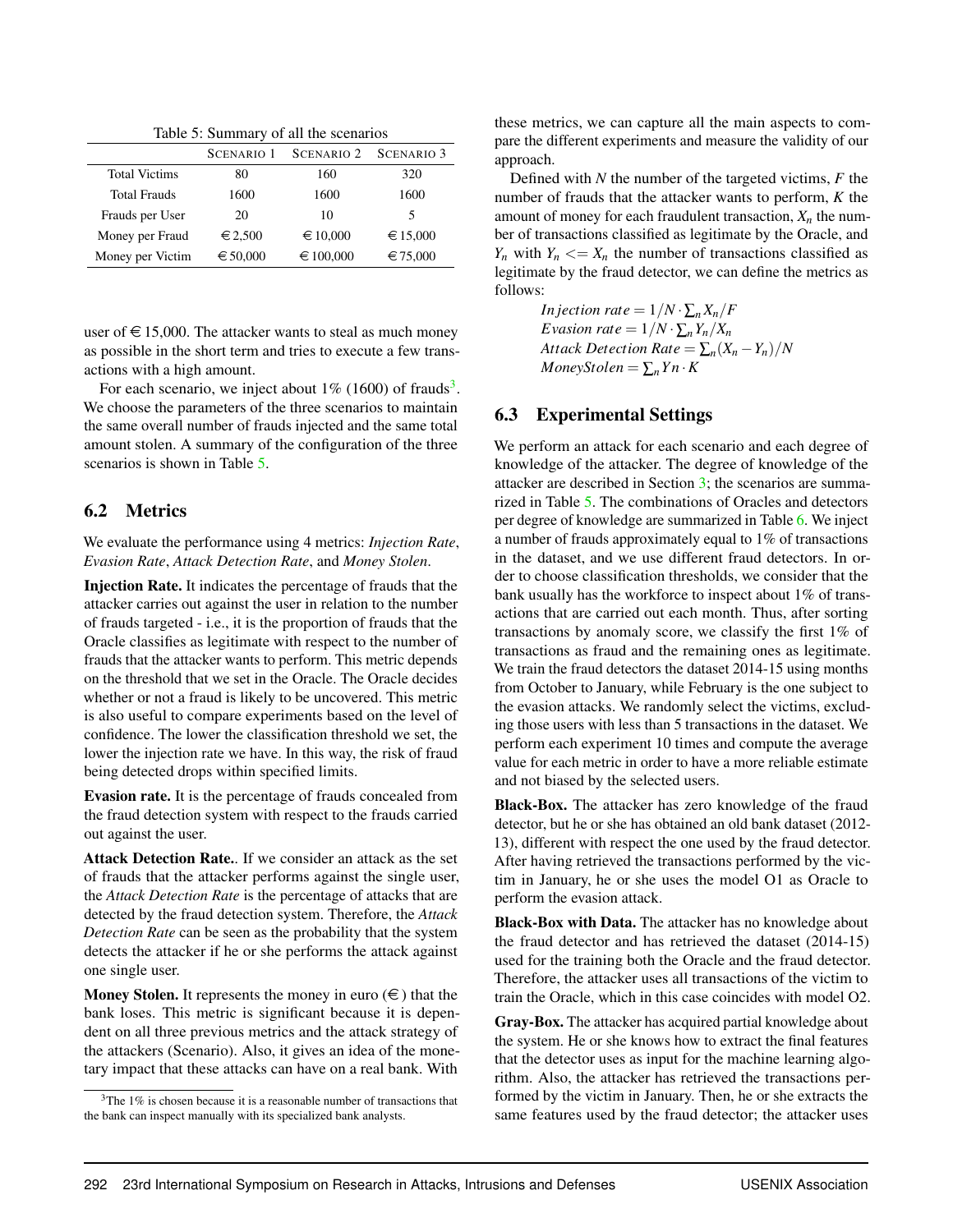Table 5: Summary of all the scenarios

| | SCENARIO 1 | SCENARIO 2 | SCENARIO 3 |
|---|---|---|---|
| Total Victims | 80 | 160 | 320 |
| Total Frauds | 1600 | 1600 | 1600 |
| Frauds per User | 20 | 10 | 5 |
| Money per Fraud | € 2,500 | € 10,000 | € 15,000 |
| Money per Victim | € 50,000 | € 100,000 | € 75,000 |

user of € 15,000. The attacker wants to steal as much money as possible in the short term and tries to execute a few transactions with a high amount.

For each scenario, we inject about 1% (1600) of frauds[3]. We choose the parameters of the three scenarios to maintain the same overall number of frauds injected and the same total amount stolen. A summary of the configuration of the three scenarios is shown in Table 5.

## 6.2 Metrics

We evaluate the performance using 4 metrics: *Injection Rate*, *Evasion Rate*, *Attack Detection Rate*, and *Money Stolen*.

**Injection Rate.** It indicates the percentage of frauds that the attacker carries out against the user in relation to the number of frauds targeted - i.e., it is the proportion of frauds that the Oracle classifies as legitimate with respect to the number of frauds that the attacker wants to perform. This metric depends on the threshold that we set in the Oracle. The Oracle decides whether or not a fraud is likely to be uncovered. This metric is also useful to compare experiments based on the level of confidence. The lower the classification threshold we set, the lower the injection rate we have. In this way, the risk of fraud being detected drops within specified limits.

**Evasion rate.** It is the percentage of frauds concealed from the fraud detection system with respect to the frauds carried out against the user.

**Attack Detection Rate.**. If we consider an attack as the set of frauds that the attacker performs against the single user, the *Attack Detection Rate* is the percentage of attacks that are detected by the fraud detection system. Therefore, the *Attack Detection Rate* can be seen as the probability that the system detects the attacker if he or she performs the attack against one single user.

**Money Stolen.** It represents the money in euro (€) that the bank loses. This metric is significant because it is dependent on all three previous metrics and the attack strategy of the attackers (Scenario). Also, it gives an idea of the monetary impact that these attacks can have on a real bank. With these metrics, we can capture all the main aspects to compare the different experiments and measure the validity of our approach.

Defined with $N$ the number of the targeted victims, $F$ the number of frauds that the attacker wants to perform, $K$ the amount of money for each fraudulent transaction, $X_n$ the number of transactions classified as legitimate by the Oracle, and $Y_n$ with $Y_n <= X_n$ the number of transactions classified as legitimate by the fraud detector, we can define the metrics as follows:

$$Injection\ rate = 1/N \cdot \sum_n X_n/F$$
$$Evasion\ rate = 1/N \cdot \sum_n Y_n/X_n$$
$$Attack\ Detection\ Rate = \sum_n (X_n - Y_n)/N$$
$$MoneyStolen = \sum_n Yn \cdot K$$

## 6.3 Experimental Settings

We perform an attack for each scenario and each degree of knowledge of the attacker. The degree of knowledge of the attacker are described in Section 3; the scenarios are summarized in Table 5. The combinations of Oracles and detectors per degree of knowledge are summarized in Table 6. We inject a number of frauds approximately equal to 1% of transactions in the dataset, and we use different fraud detectors. In order to choose classification thresholds, we consider that the bank usually has the workforce to inspect about 1% of transactions that are carried out each month. Thus, after sorting transactions by anomaly score, we classify the first 1% of transactions as fraud and the remaining ones as legitimate. We train the fraud detectors the dataset 2014-15 using months from October to January, while February is the one subject to the evasion attacks. We randomly select the victims, excluding those users with less than 5 transactions in the dataset. We perform each experiment 10 times and compute the average value for each metric in order to have a more reliable estimate and not biased by the selected users.

**Black-Box.** The attacker has zero knowledge of the fraud detector, but he or she has obtained an old bank dataset (2012-13), different with respect the one used by the fraud detector. After having retrieved the transactions performed by the victim in January, he or she uses the model O1 as Oracle to perform the evasion attack.

**Black-Box with Data.** The attacker has no knowledge about the fraud detector and has retrieved the dataset (2014-15) used for the training both the Oracle and the fraud detector. Therefore, the attacker uses all transactions of the victim to train the Oracle, which in this case coincides with model O2.

**Gray-Box.** The attacker has acquired partial knowledge about the system. He or she knows how to extract the final features that the detector uses as input for the machine learning algorithm. Also, the attacker has retrieved the transactions performed by the victim in January. Then, he or she extracts the same features used by the fraud detector; the attacker uses

[3]The 1% is chosen because it is a reasonable number of transactions that the bank can inspect manually with its specialized bank analysts.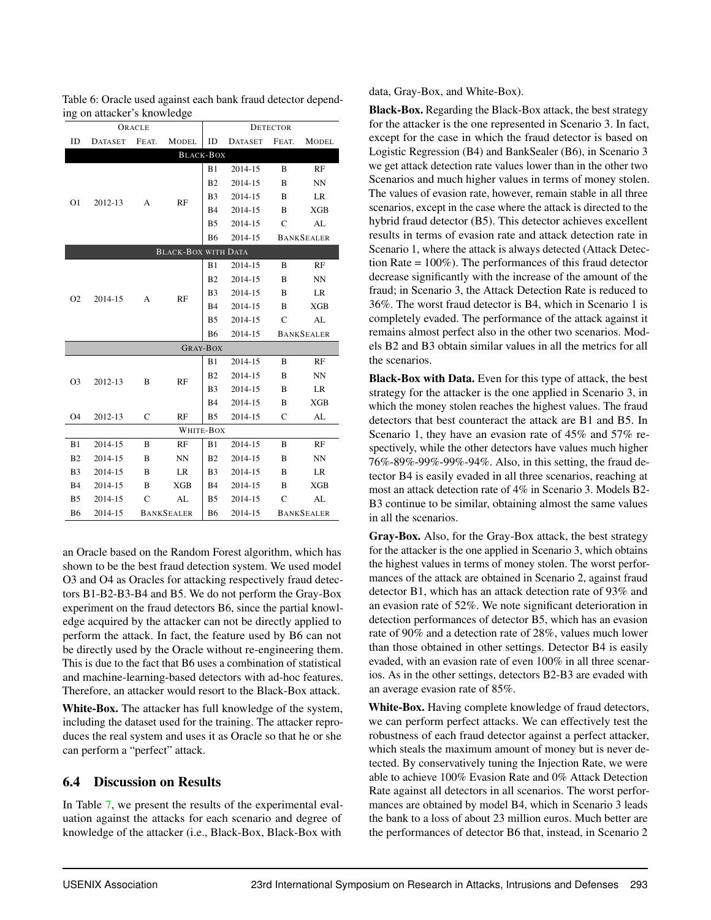Table 6: Oracle used against each bank fraud detector depending on attacker's knowledge

| Oracle | | | | Detector | | | |
|---|---|---|---|---|---|---|---|
| ID | Dataset | Feat. | Model | ID | Dataset | Feat. | Model |
| **Black-Box** | | | | | | | |
| O1 | 2012-13 | A | RF | B1 | 2014-15 | B | RF |
| | | | | B2 | 2014-15 | B | NN |
| | | | | B3 | 2014-15 | B | LR |
| | | | | B4 | 2014-15 | B | XGB |
| | | | | B5 | 2014-15 | C | AL |
| | | | | B6 | 2014-15 | BankSealer | |
| **Black-Box with Data** | | | | | | | |
| O2 | 2014-15 | A | RF | B1 | 2014-15 | B | RF |
| | | | | B2 | 2014-15 | B | NN |
| | | | | B3 | 2014-15 | B | LR |
| | | | | B4 | 2014-15 | B | XGB |
| | | | | B5 | 2014-15 | C | AL |
| | | | | B6 | 2014-15 | BankSealer | |
| **Gray-Box** | | | | | | | |
| O3 | 2012-13 | B | RF | B1 | 2014-15 | B | RF |
| | | | | B2 | 2014-15 | B | NN |
| | | | | B3 | 2014-15 | B | LR |
| | | | | B4 | 2014-15 | B | XGB |
| O4 | 2012-13 | C | RF | B5 | 2014-15 | C | AL |
| **White-Box** | | | | | | | |
| B1 | 2014-15 | B | RF | B1 | 2014-15 | B | RF |
| B2 | 2014-15 | B | NN | B2 | 2014-15 | B | NN |
| B3 | 2014-15 | B | LR | B3 | 2014-15 | B | LR |
| B4 | 2014-15 | B | XGB | B4 | 2014-15 | B | XGB |
| B5 | 2014-15 | C | AL | B5 | 2014-15 | C | AL |
| B6 | 2014-15 | BankSealer | | B6 | 2014-15 | BankSealer | |

an Oracle based on the Random Forest algorithm, which has shown to be the best fraud detection system. We used model O3 and O4 as Oracles for attacking respectively fraud detectors B1-B2-B3-B4 and B5. We do not perform the Gray-Box experiment on the fraud detectors B6, since the partial knowledge acquired by the attacker can not be directly applied to perform the attack. In fact, the feature used by B6 can not be directly used by the Oracle without re-engineering them. This is due to the fact that B6 uses a combination of statistical and machine-learning-based detectors with ad-hoc features. Therefore, an attacker would resort to the Black-Box attack.

**White-Box.** The attacker has full knowledge of the system, including the dataset used for the training. The attacker reproduces the real system and uses it as Oracle so that he or she can perform a "perfect" attack.

## 6.4 Discussion on Results

In Table 7, we present the results of the experimental evaluation against the attacks for each scenario and degree of knowledge of the attacker (i.e., Black-Box, Black-Box with data, Gray-Box, and White-Box).

**Black-Box.** Regarding the Black-Box attack, the best strategy for the attacker is the one represented in Scenario 3. In fact, except for the case in which the fraud detector is based on Logistic Regression (B4) and BankSealer (B6), in Scenario 3 we get attack detection rate values lower than in the other two Scenarios and much higher values in terms of money stolen. The values of evasion rate, however, remain stable in all three scenarios, except in the case where the attack is directed to the hybrid fraud detector (B5). This detector achieves excellent results in terms of evasion rate and attack detection rate in Scenario 1, where the attack is always detected (Attack Detection Rate = 100%). The performances of this fraud detector decrease significantly with the increase of the amount of the fraud; in Scenario 3, the Attack Detection Rate is reduced to 36%. The worst fraud detector is B4, which in Scenario 1 is completely evaded. The performance of the attack against it remains almost perfect also in the other two scenarios. Models B2 and B3 obtain similar values in all the metrics for all the scenarios.

**Black-Box with Data.** Even for this type of attack, the best strategy for the attacker is the one applied in Scenario 3, in which the money stolen reaches the highest values. The fraud detectors that best counteract the attack are B1 and B5. In Scenario 1, they have an evasion rate of 45% and 57% respectively, while the other detectors have values much higher 76%-89%-99%-99%-94%. Also, in this setting, the fraud detector B4 is easily evaded in all three scenarios, reaching at most an attack detection rate of 4% in Scenario 3. Models B2-B3 continue to be similar, obtaining almost the same values in all the scenarios.

**Gray-Box.** Also, for the Gray-Box attack, the best strategy for the attacker is the one applied in Scenario 3, which obtains the highest values in terms of money stolen. The worst performances of the attack are obtained in Scenario 2, against fraud detector B1, which has an attack detection rate of 93% and an evasion rate of 52%. We note significant deterioration in detection performances of detector B5, which has an evasion rate of 90% and a detection rate of 28%, values much lower than those obtained in other settings. Detector B4 is easily evaded, with an evasion rate of even 100% in all three scenarios. As in the other settings, detectors B2-B3 are evaded with an average evasion rate of 85%.

**White-Box.** Having complete knowledge of fraud detectors, we can perform perfect attacks. We can effectively test the robustness of each fraud detector against a perfect attacker, which steals the maximum amount of money but is never detected. By conservatively tuning the Injection Rate, we were able to achieve 100% Evasion Rate and 0% Attack Detection Rate against all detectors in all scenarios. The worst performances are obtained by model B4, which in Scenario 3 leads the bank to a loss of about 23 million euros. Much better are the performances of detector B6 that, instead, in Scenario 2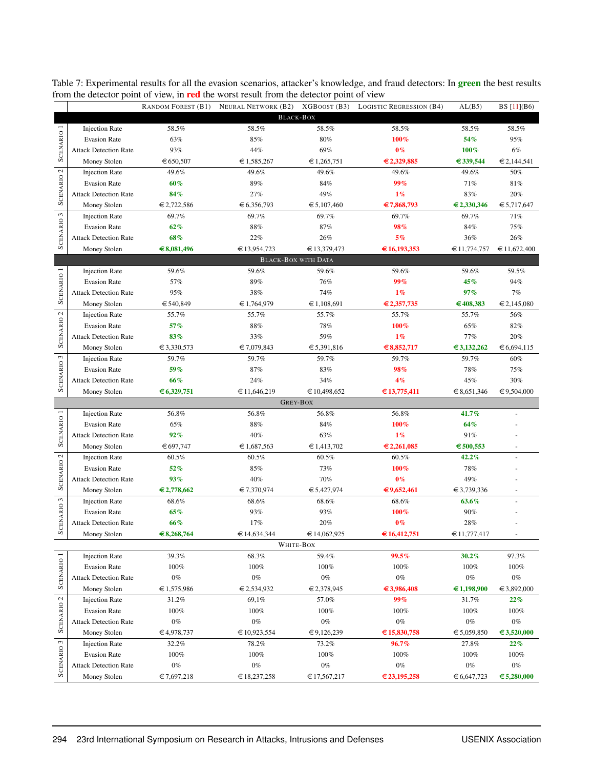Table 7: Experimental results for all the evasion scenarios, attacker's knowledge, and fraud detectors: In **green** the best results from the detector point of view, in **red** the worst result from the detector point of view

| | | Random Forest (B1) | Neural Network (B2) | XGBoost (B3) | Logistic Regression (B4) | AL(B5) | BS [11](B6) |
|---|---|---|---|---|---|---|---|
| **Black-Box** | | | | | | | |
| Scenario 1 | Injection Rate | 58.5% | 58.5% | 58.5% | 58.5% | 58.5% | 58.5% |
| | Evasion Rate | 63% | 85% | 80% | **100%** | **54%** | 95% |
| | Attack Detection Rate | 93% | 44% | 69% | **0%** | **100%** | 6% |
| | Money Stolen | €650,507 | €1,585,267 | €1,265,751 | **€2,329,885** | **€339,544** | €2,144,541 |
| Scenario 2 | Injection Rate | 49.6% | 49.6% | 49.6% | 49.6% | 49.6% | 50% |
| | Evasion Rate | **60%** | 89% | 84% | **99%** | 71% | 81% |
| | Attack Detection Rate | **84%** | 27% | 49% | **1%** | 83% | 20% |
| | Money Stolen | €2,722,586 | €6,356,793 | €5,107,460 | **€7,868,793** | **€2,330,346** | €5,717,647 |
| Scenario 3 | Injection Rate | 69.7% | 69.7% | 69.7% | 69.7% | 69.7% | 71% |
| | Evasion Rate | **62%** | 88% | 87% | **98%** | 84% | 75% |
| | Attack Detection Rate | **68%** | 22% | 26% | **5%** | 36% | 26% |
| | Money Stolen | **€8,081,496** | €13,954,723 | €13,379,473 | **€16,193,353** | €11,774,757 | €11,672,400 |
| **Black-Box with Data** | | | | | | | |
| Scenario 1 | Injection Rate | 59.6% | 59.6% | 59.6% | 59.6% | 59.6% | 59.5% |
| | Evasion Rate | 57% | 89% | 76% | **99%** | **45%** | 94% |
| | Attack Detection Rate | 95% | 38% | 74% | **1%** | **97%** | 7% |
| | Money Stolen | €540,849 | €1,764,979 | €1,108,691 | **€2,357,735** | **€408,383** | €2,145,080 |
| Scenario 2 | Injection Rate | 55.7% | 55.7% | 55.7% | 55.7% | 55.7% | 56% |
| | Evasion Rate | **57%** | 88% | 78% | **100%** | 65% | 82% |
| | Attack Detection Rate | **83%** | 33% | 59% | **1%** | 77% | 20% |
| | Money Stolen | €3,330,573 | €7,079,843 | €5,391,816 | **€8,852,717** | **€3,132,262** | €6,694,115 |
| Scenario 3 | Injection Rate | 59.7% | 59.7% | 59.7% | 59.7% | 59.7% | 60% |
| | Evasion Rate | **59%** | 87% | 83% | **98%** | 78% | 75% |
| | Attack Detection Rate | **66%** | 24% | 34% | **4%** | 45% | 30% |
| | Money Stolen | **€6,329,751** | €11,646,219 | €10,498,652 | **€13,775,411** | €8,651,346 | €9,504,000 |
| **Grey-Box** | | | | | | | |
| Scenario 1 | Injection Rate | 56.8% | 56.8% | 56.8% | 56.8% | **41.7%** | - |
| | Evasion Rate | 65% | 88% | 84% | **100%** | **64%** | - |
| | Attack Detection Rate | **92%** | 40% | 63% | **1%** | 91% | - |
| | Money Stolen | €697,747 | €1,687,563 | €1,413,702 | **€2,261,085** | **€500,553** | - |
| Scenario 2 | Injection Rate | 60.5% | 60.5% | 60.5% | 60.5% | **42.2%** | - |
| | Evasion Rate | **52%** | 85% | 73% | **100%** | 78% | - |
| | Attack Detection Rate | **93%** | 40% | 70% | **0%** | 49% | - |
| | Money Stolen | **€2,778,662** | €7,370,974 | €5,427,974 | **€9,652,461** | €3,739,336 | - |
| Scenario 3 | Injection Rate | 68.6% | 68.6% | 68.6% | 68.6% | **63.6%** | - |
| | Evasion Rate | **65%** | 93% | 93% | **100%** | 90% | - |
| | Attack Detection Rate | **66%** | 17% | 20% | **0%** | 28% | - |
| | Money Stolen | **€8,268,764** | €14,634,344 | €14,062,925 | **€16,412,751** | €11,777,417 | - |
| **White-Box** | | | | | | | |
| Scenario 1 | Injection Rate | 39.3% | 68.3% | 59.4% | **99.5%** | **30.2%** | 97.3% |
| | Evasion Rate | 100% | 100% | 100% | 100% | 100% | 100% |
| | Attack Detection Rate | 0% | 0% | 0% | 0% | 0% | 0% |
| | Money Stolen | €1,575,986 | €2,534,932 | €2,378,945 | **€3,986,408** | **€1,198,900** | €3,892,000 |
| Scenario 2 | Injection Rate | 31.2% | 69,1% | 57.0% | **99%** | 31.7% | **22%** |
| | Evasion Rate | 100% | 100% | 100% | 100% | 100% | 100% |
| | Attack Detection Rate | 0% | 0% | 0% | 0% | 0% | 0% |
| | Money Stolen | €4,978,737 | €10,923,554 | €9,126,239 | **€15,830,758** | €5,059,850 | **€3,520,000** |
| Scenario 3 | Injection Rate | 32.2% | 78.2% | 73.2% | **96.7%** | 27.8% | **22%** |
| | Evasion Rate | 100% | 100% | 100% | 100% | 100% | 100% |
| | Attack Detection Rate | 0% | 0% | 0% | 0% | 0% | 0% |
| | Money Stolen | €7,697,218 | €18,237,258 | €17,567,217 | **€23,195,258** | €6,647,723 | **€5,280,000** |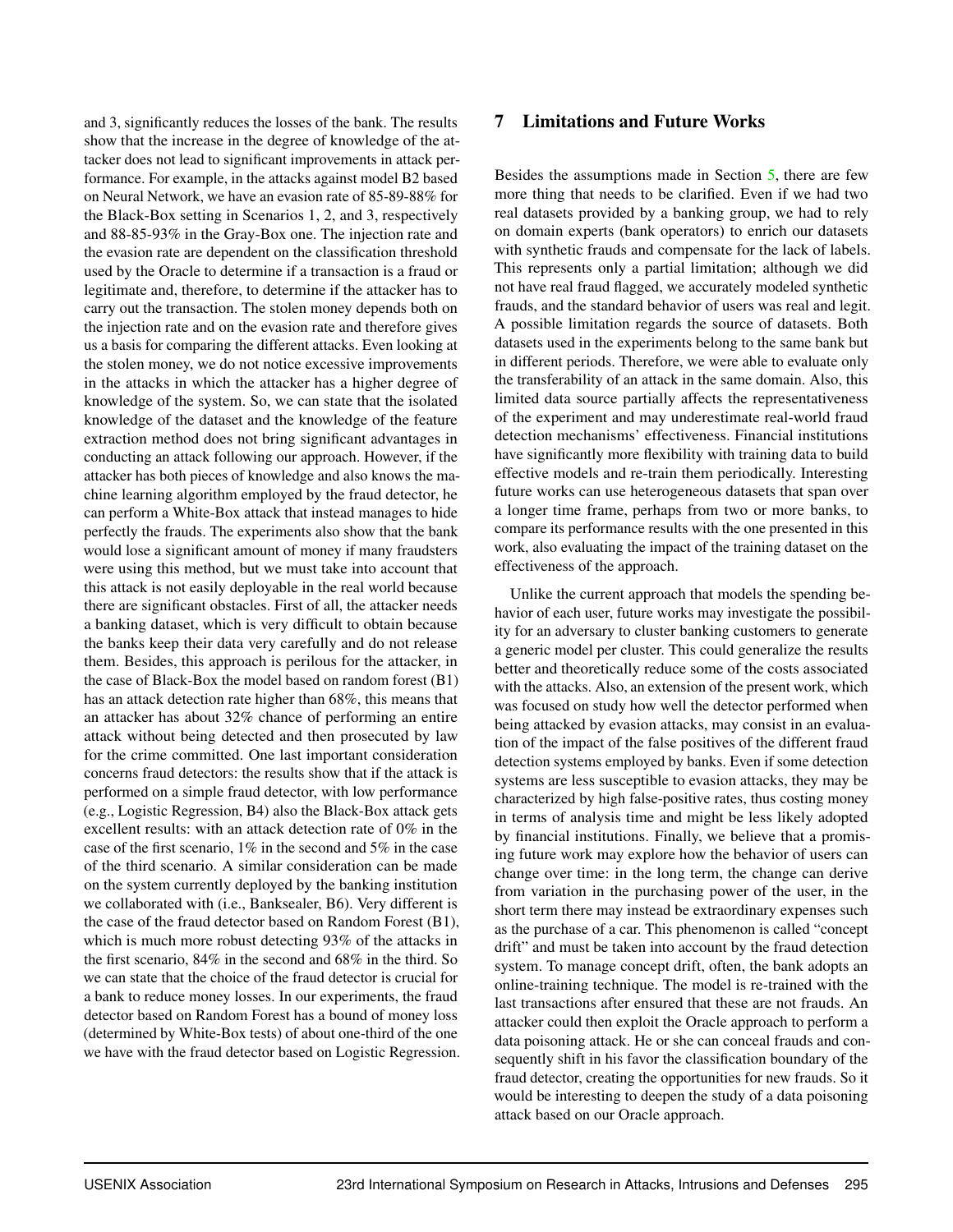and 3, significantly reduces the losses of the bank. The results show that the increase in the degree of knowledge of the attacker does not lead to significant improvements in attack performance. For example, in the attacks against model B2 based on Neural Network, we have an evasion rate of 85-89-88% for the Black-Box setting in Scenarios 1, 2, and 3, respectively and 88-85-93% in the Gray-Box one. The injection rate and the evasion rate are dependent on the classification threshold used by the Oracle to determine if a transaction is a fraud or legitimate and, therefore, to determine if the attacker has to carry out the transaction. The stolen money depends both on the injection rate and on the evasion rate and therefore gives us a basis for comparing the different attacks. Even looking at the stolen money, we do not notice excessive improvements in the attacks in which the attacker has a higher degree of knowledge of the system. So, we can state that the isolated knowledge of the dataset and the knowledge of the feature extraction method does not bring significant advantages in conducting an attack following our approach. However, if the attacker has both pieces of knowledge and also knows the machine learning algorithm employed by the fraud detector, he can perform a White-Box attack that instead manages to hide perfectly the frauds. The experiments also show that the bank would lose a significant amount of money if many fraudsters were using this method, but we must take into account that this attack is not easily deployable in the real world because there are significant obstacles. First of all, the attacker needs a banking dataset, which is very difficult to obtain because the banks keep their data very carefully and do not release them. Besides, this approach is perilous for the attacker, in the case of Black-Box the model based on random forest (B1) has an attack detection rate higher than 68%, this means that an attacker has about 32% chance of performing an entire attack without being detected and then prosecuted by law for the crime committed. One last important consideration concerns fraud detectors: the results show that if the attack is performed on a simple fraud detector, with low performance (e.g., Logistic Regression, B4) also the Black-Box attack gets excellent results: with an attack detection rate of 0% in the case of the first scenario, 1% in the second and 5% in the case of the third scenario. A similar consideration can be made on the system currently deployed by the banking institution we collaborated with (i.e., Banksealer, B6). Very different is the case of the fraud detector based on Random Forest (B1), which is much more robust detecting 93% of the attacks in the first scenario, 84% in the second and 68% in the third. So we can state that the choice of the fraud detector is crucial for a bank to reduce money losses. In our experiments, the fraud detector based on Random Forest has a bound of money loss (determined by White-Box tests) of about one-third of the one we have with the fraud detector based on Logistic Regression.

## 7 Limitations and Future Works

Besides the assumptions made in Section 5, there are few more thing that needs to be clarified. Even if we had two real datasets provided by a banking group, we had to rely on domain experts (bank operators) to enrich our datasets with synthetic frauds and compensate for the lack of labels. This represents only a partial limitation; although we did not have real fraud flagged, we accurately modeled synthetic frauds, and the standard behavior of users was real and legit. A possible limitation regards the source of datasets. Both datasets used in the experiments belong to the same bank but in different periods. Therefore, we were able to evaluate only the transferability of an attack in the same domain. Also, this limited data source partially affects the representativeness of the experiment and may underestimate real-world fraud detection mechanisms' effectiveness. Financial institutions have significantly more flexibility with training data to build effective models and re-train them periodically. Interesting future works can use heterogeneous datasets that span over a longer time frame, perhaps from two or more banks, to compare its performance results with the one presented in this work, also evaluating the impact of the training dataset on the effectiveness of the approach.

Unlike the current approach that models the spending behavior of each user, future works may investigate the possibility for an adversary to cluster banking customers to generate a generic model per cluster. This could generalize the results better and theoretically reduce some of the costs associated with the attacks. Also, an extension of the present work, which was focused on study how well the detector performed when being attacked by evasion attacks, may consist in an evaluation of the impact of the false positives of the different fraud detection systems employed by banks. Even if some detection systems are less susceptible to evasion attacks, they may be characterized by high false-positive rates, thus costing money in terms of analysis time and might be less likely adopted by financial institutions. Finally, we believe that a promising future work may explore how the behavior of users can change over time: in the long term, the change can derive from variation in the purchasing power of the user, in the short term there may instead be extraordinary expenses such as the purchase of a car. This phenomenon is called "concept drift" and must be taken into account by the fraud detection system. To manage concept drift, often, the bank adopts an online-training technique. The model is re-trained with the last transactions after ensured that these are not frauds. An attacker could then exploit the Oracle approach to perform a data poisoning attack. He or she can conceal frauds and consequently shift in his favor the classification boundary of the fraud detector, creating the opportunities for new frauds. So it would be interesting to deepen the study of a data poisoning attack based on our Oracle approach.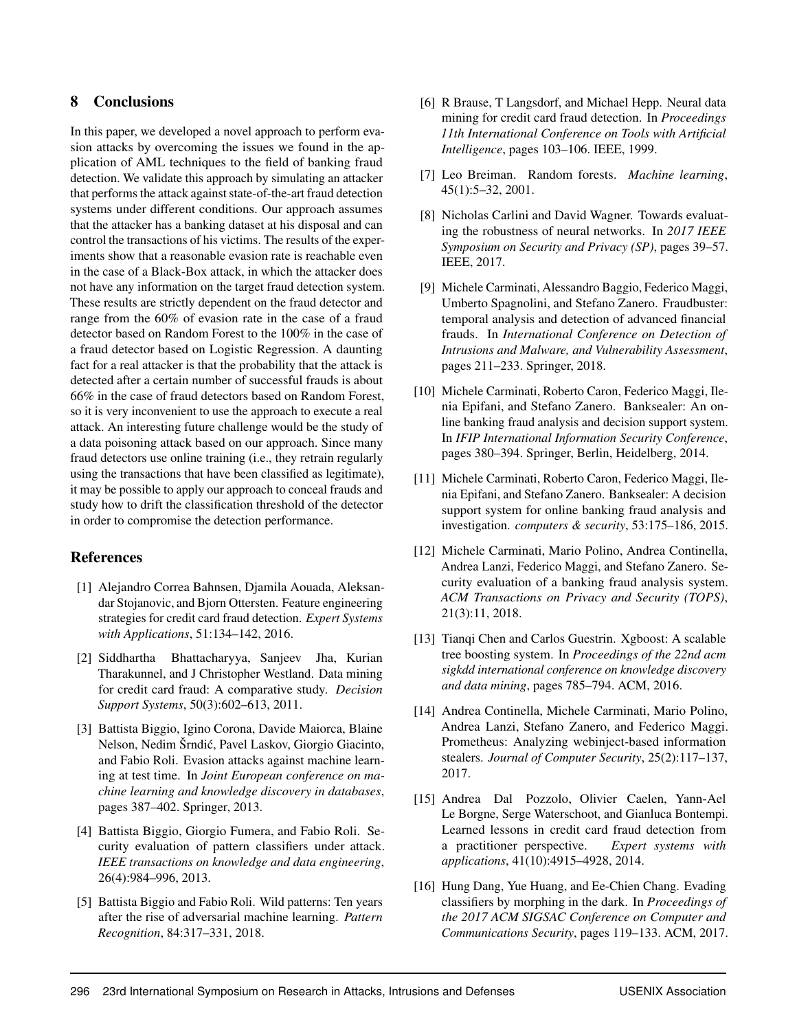## 8 Conclusions

In this paper, we developed a novel approach to perform evasion attacks by overcoming the issues we found in the application of AML techniques to the field of banking fraud detection. We validate this approach by simulating an attacker that performs the attack against state-of-the-art fraud detection systems under different conditions. Our approach assumes that the attacker has a banking dataset at his disposal and can control the transactions of his victims. The results of the experiments show that a reasonable evasion rate is reachable even in the case of a Black-Box attack, in which the attacker does not have any information on the target fraud detection system. These results are strictly dependent on the fraud detector and range from the 60% of evasion rate in the case of a fraud detector based on Random Forest to the 100% in the case of a fraud detector based on Logistic Regression. A daunting fact for a real attacker is that the probability that the attack is detected after a certain number of successful frauds is about 66% in the case of fraud detectors based on Random Forest, so it is very inconvenient to use the approach to execute a real attack. An interesting future challenge would be the study of a data poisoning attack based on our approach. Since many fraud detectors use online training (i.e., they retrain regularly using the transactions that have been classified as legitimate), it may be possible to apply our approach to conceal frauds and study how to drift the classification threshold of the detector in order to compromise the detection performance.

## References

[1] Alejandro Correa Bahnsen, Djamila Aouada, Aleksandar Stojanovic, and Bjorn Ottersten. Feature engineering strategies for credit card fraud detection. *Expert Systems with Applications*, 51:134–142, 2016.

[2] Siddhartha Bhattacharyya, Sanjeev Jha, Kurian Tharakunnel, and J Christopher Westland. Data mining for credit card fraud: A comparative study. *Decision Support Systems*, 50(3):602–613, 2011.

[3] Battista Biggio, Igino Corona, Davide Maiorca, Blaine Nelson, Nedim Šrndić, Pavel Laskov, Giorgio Giacinto, and Fabio Roli. Evasion attacks against machine learning at test time. In *Joint European conference on machine learning and knowledge discovery in databases*, pages 387–402. Springer, 2013.

[4] Battista Biggio, Giorgio Fumera, and Fabio Roli. Security evaluation of pattern classifiers under attack. *IEEE transactions on knowledge and data engineering*, 26(4):984–996, 2013.

[5] Battista Biggio and Fabio Roli. Wild patterns: Ten years after the rise of adversarial machine learning. *Pattern Recognition*, 84:317–331, 2018.

[6] R Brause, T Langsdorf, and Michael Hepp. Neural data mining for credit card fraud detection. In *Proceedings 11th International Conference on Tools with Artificial Intelligence*, pages 103–106. IEEE, 1999.

[7] Leo Breiman. Random forests. *Machine learning*, 45(1):5–32, 2001.

[8] Nicholas Carlini and David Wagner. Towards evaluating the robustness of neural networks. In *2017 IEEE Symposium on Security and Privacy (SP)*, pages 39–57. IEEE, 2017.

[9] Michele Carminati, Alessandro Baggio, Federico Maggi, Umberto Spagnolini, and Stefano Zanero. Fraudbuster: temporal analysis and detection of advanced financial frauds. In *International Conference on Detection of Intrusions and Malware, and Vulnerability Assessment*, pages 211–233. Springer, 2018.

[10] Michele Carminati, Roberto Caron, Federico Maggi, Ilenia Epifani, and Stefano Zanero. Banksealer: An online banking fraud analysis and decision support system. In *IFIP International Information Security Conference*, pages 380–394. Springer, Berlin, Heidelberg, 2014.

[11] Michele Carminati, Roberto Caron, Federico Maggi, Ilenia Epifani, and Stefano Zanero. Banksealer: A decision support system for online banking fraud analysis and investigation. *computers & security*, 53:175–186, 2015.

[12] Michele Carminati, Mario Polino, Andrea Continella, Andrea Lanzi, Federico Maggi, and Stefano Zanero. Security evaluation of a banking fraud analysis system. *ACM Transactions on Privacy and Security (TOPS)*, 21(3):11, 2018.

[13] Tianqi Chen and Carlos Guestrin. Xgboost: A scalable tree boosting system. In *Proceedings of the 22nd acm sigkdd international conference on knowledge discovery and data mining*, pages 785–794. ACM, 2016.

[14] Andrea Continella, Michele Carminati, Mario Polino, Andrea Lanzi, Stefano Zanero, and Federico Maggi. Prometheus: Analyzing webinject-based information stealers. *Journal of Computer Security*, 25(2):117–137, 2017.

[15] Andrea Dal Pozzolo, Olivier Caelen, Yann-Ael Le Borgne, Serge Waterschoot, and Gianluca Bontempi. Learned lessons in credit card fraud detection from a practitioner perspective. *Expert systems with applications*, 41(10):4915–4928, 2014.

[16] Hung Dang, Yue Huang, and Ee-Chien Chang. Evading classifiers by morphing in the dark. In *Proceedings of the 2017 ACM SIGSAC Conference on Computer and Communications Security*, pages 119–133. ACM, 2017.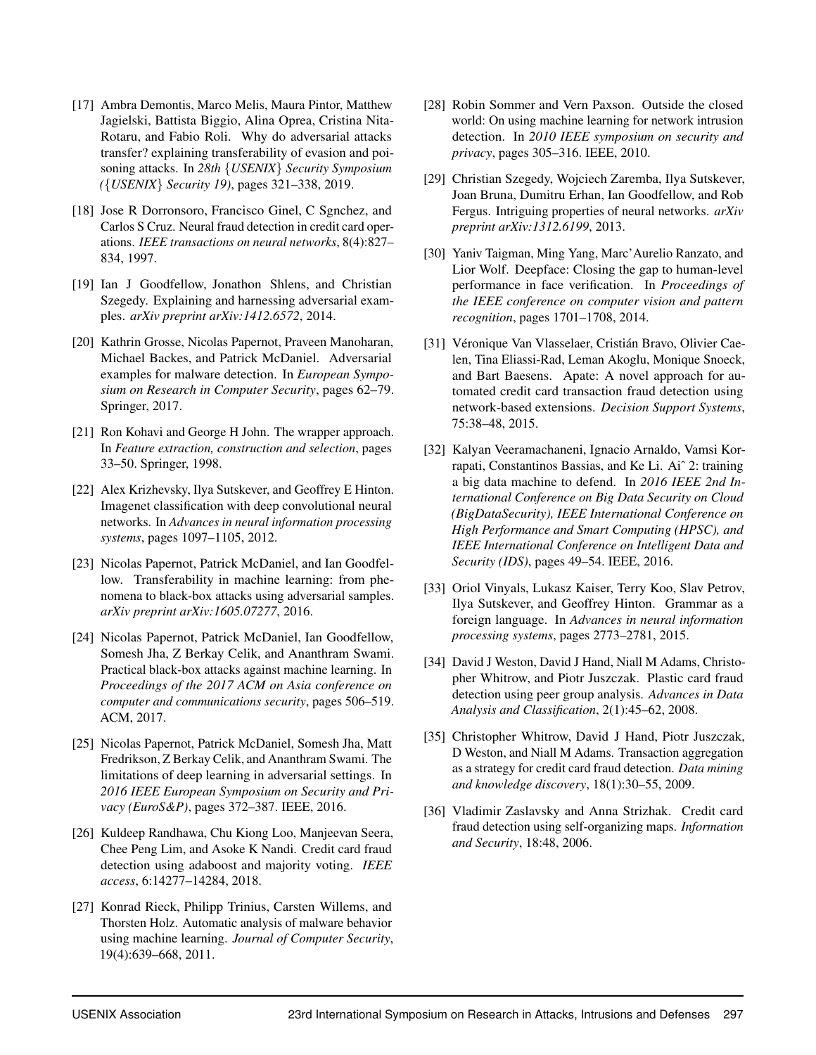[17] Ambra Demontis, Marco Melis, Maura Pintor, Matthew Jagielski, Battista Biggio, Alina Oprea, Cristina Nita-Rotaru, and Fabio Roli. Why do adversarial attacks transfer? explaining transferability of evasion and poisoning attacks. In *28th {USENIX} Security Symposium ({USENIX} Security 19)*, pages 321–338, 2019.

[18] Jose R Dorronsoro, Francisco Ginel, C Sgnchez, and Carlos S Cruz. Neural fraud detection in credit card operations. *IEEE transactions on neural networks*, 8(4):827–834, 1997.

[19] Ian J Goodfellow, Jonathon Shlens, and Christian Szegedy. Explaining and harnessing adversarial examples. *arXiv preprint arXiv:1412.6572*, 2014.

[20] Kathrin Grosse, Nicolas Papernot, Praveen Manoharan, Michael Backes, and Patrick McDaniel. Adversarial examples for malware detection. In *European Symposium on Research in Computer Security*, pages 62–79. Springer, 2017.

[21] Ron Kohavi and George H John. The wrapper approach. In *Feature extraction, construction and selection*, pages 33–50. Springer, 1998.

[22] Alex Krizhevsky, Ilya Sutskever, and Geoffrey E Hinton. Imagenet classification with deep convolutional neural networks. In *Advances in neural information processing systems*, pages 1097–1105, 2012.

[23] Nicolas Papernot, Patrick McDaniel, and Ian Goodfellow. Transferability in machine learning: from phenomena to black-box attacks using adversarial samples. *arXiv preprint arXiv:1605.07277*, 2016.

[24] Nicolas Papernot, Patrick McDaniel, Ian Goodfellow, Somesh Jha, Z Berkay Celik, and Ananthram Swami. Practical black-box attacks against machine learning. In *Proceedings of the 2017 ACM on Asia conference on computer and communications security*, pages 506–519. ACM, 2017.

[25] Nicolas Papernot, Patrick McDaniel, Somesh Jha, Matt Fredrikson, Z Berkay Celik, and Ananthram Swami. The limitations of deep learning in adversarial settings. In *2016 IEEE European Symposium on Security and Privacy (EuroS&P)*, pages 372–387. IEEE, 2016.

[26] Kuldeep Randhawa, Chu Kiong Loo, Manjeevan Seera, Chee Peng Lim, and Asoke K Nandi. Credit card fraud detection using adaboost and majority voting. *IEEE access*, 6:14277–14284, 2018.

[27] Konrad Rieck, Philipp Trinius, Carsten Willems, and Thorsten Holz. Automatic analysis of malware behavior using machine learning. *Journal of Computer Security*, 19(4):639–668, 2011.

[28] Robin Sommer and Vern Paxson. Outside the closed world: On using machine learning for network intrusion detection. In *2010 IEEE symposium on security and privacy*, pages 305–316. IEEE, 2010.

[29] Christian Szegedy, Wojciech Zaremba, Ilya Sutskever, Joan Bruna, Dumitru Erhan, Ian Goodfellow, and Rob Fergus. Intriguing properties of neural networks. *arXiv preprint arXiv:1312.6199*, 2013.

[30] Yaniv Taigman, Ming Yang, Marc'Aurelio Ranzato, and Lior Wolf. Deepface: Closing the gap to human-level performance in face verification. In *Proceedings of the IEEE conference on computer vision and pattern recognition*, pages 1701–1708, 2014.

[31] Véronique Van Vlasselaer, Cristián Bravo, Olivier Caelen, Tina Eliassi-Rad, Leman Akoglu, Monique Snoeck, and Bart Baesens. Apate: A novel approach for automated credit card transaction fraud detection using network-based extensions. *Decision Support Systems*, 75:38–48, 2015.

[32] Kalyan Veeramachaneni, Ignacio Arnaldo, Vamsi Korrapati, Constantinos Bassias, and Ke Li. Aiˆ 2: training a big data machine to defend. In *2016 IEEE 2nd International Conference on Big Data Security on Cloud (BigDataSecurity), IEEE International Conference on High Performance and Smart Computing (HPSC), and IEEE International Conference on Intelligent Data and Security (IDS)*, pages 49–54. IEEE, 2016.

[33] Oriol Vinyals, Lukasz Kaiser, Terry Koo, Slav Petrov, Ilya Sutskever, and Geoffrey Hinton. Grammar as a foreign language. In *Advances in neural information processing systems*, pages 2773–2781, 2015.

[34] David J Weston, David J Hand, Niall M Adams, Christopher Whitrow, and Piotr Juszczak. Plastic card fraud detection using peer group analysis. *Advances in Data Analysis and Classification*, 2(1):45–62, 2008.

[35] Christopher Whitrow, David J Hand, Piotr Juszczak, D Weston, and Niall M Adams. Transaction aggregation as a strategy for credit card fraud detection. *Data mining and knowledge discovery*, 18(1):30–55, 2009.

[36] Vladimir Zaslavsky and Anna Strizhak. Credit card fraud detection using self-organizing maps. *Information and Security*, 18:48, 2006.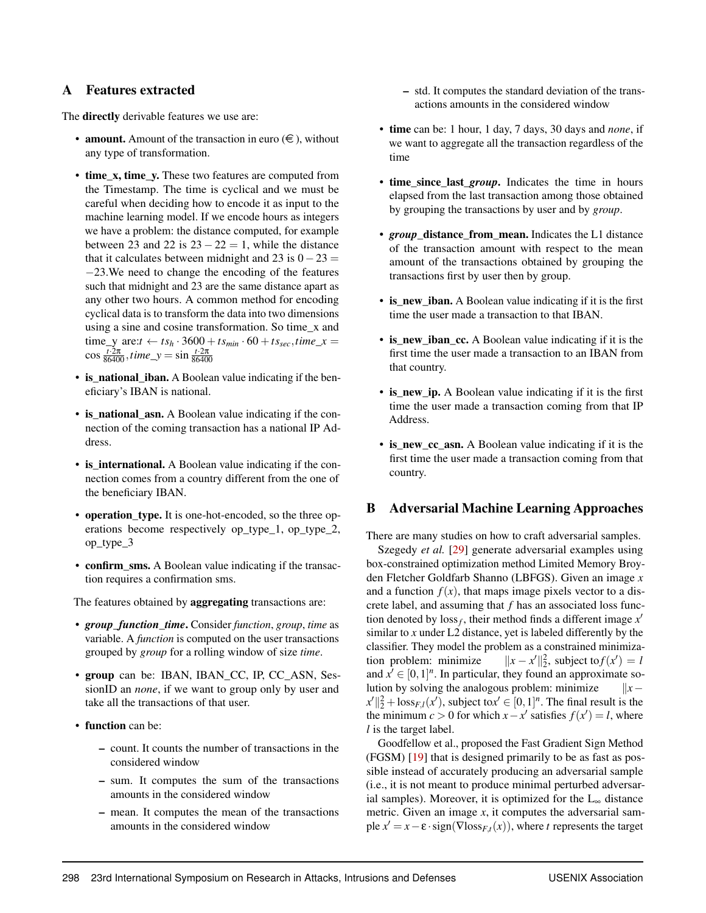## A Features extracted

The **directly** derivable features we use are:

- **amount.** Amount of the transaction in euro (€), without any type of transformation.
- **time_x, time_y.** These two features are computed from the Timestamp. The time is cyclical and we must be careful when deciding how to encode it as input to the machine learning model. If we encode hours as integers we have a problem: the distance computed, for example between 23 and 22 is $23-22=1$, while the distance that it calculates between midnight and 23 is $0-23=-23$.We need to change the encoding of the features such that midnight and 23 are the same distance apart as any other two hours. A common method for encoding cyclical data is to transform the data into two dimensions using a sine and cosine transformation. So time_x and time_y are:$t \leftarrow ts_h \cdot 3600 + ts_{min} \cdot 60 + ts_{sec}, time\_x = \cos \frac{t \cdot 2\pi}{86400}, time\_y = \sin \frac{t \cdot 2\pi}{86400}$
- **is_national_iban.** A Boolean value indicating if the beneficiary's IBAN is national.
- **is_national_asn.** A Boolean value indicating if the connection of the coming transaction has a national IP Address.
- **is_international.** A Boolean value indicating if the connection comes from a country different from the one of the beneficiary IBAN.
- **operation_type.** It is one-hot-encoded, so the three operations become respectively op_type_1, op_type_2, op_type_3
- **confirm_sms.** A Boolean value indicating if the transaction requires a confirmation sms.

The features obtained by **aggregating** transactions are:

- ***group_function_time*.** Consider *function*, *group*, *time* as variable. A *function* is computed on the user transactions grouped by *group* for a rolling window of size *time*.
- **group** can be: IBAN, IBAN_CC, IP, CC_ASN, SessionID an *none*, if we want to group only by user and take all the transactions of that user.
- **function** can be:
  - count. It counts the number of transactions in the considered window
  - sum. It computes the sum of the transactions amounts in the considered window
  - mean. It computes the mean of the transactions amounts in the considered window
  - std. It computes the standard deviation of the transactions amounts in the considered window
- **time** can be: 1 hour, 1 day, 7 days, 30 days and *none*, if we want to aggregate all the transaction regardless of the time
- **time_since_last_*group*.** Indicates the time in hours elapsed from the last transaction among those obtained by grouping the transactions by user and by *group*.
- ***group*_distance_from_mean.** Indicates the L1 distance of the transaction amount with respect to the mean amount of the transactions obtained by grouping the transactions first by user then by group.
- **is_new_iban.** A Boolean value indicating if it is the first time the user made a transaction to that IBAN.
- **is_new_iban_cc.** A Boolean value indicating if it is the first time the user made a transaction to an IBAN from that country.
- **is_new_ip.** A Boolean value indicating if it is the first time the user made a transaction coming from that IP Address.
- **is_new_cc_asn.** A Boolean value indicating if it is the first time the user made a transaction coming from that country.

## B Adversarial Machine Learning Approaches

There are many studies on how to craft adversarial samples.

Szegedy *et al.* [29] generate adversarial examples using box-constrained optimization method Limited Memory Broyden Fletcher Goldfarb Shanno (LBFGS). Given an image $x$ and a function $f(x)$, that maps image pixels vector to a discrete label, and assuming that $f$ has an associated loss function denoted by $\text{loss}_f$, their method finds a different image $x'$ similar to $x$ under L2 distance, yet is labeled differently by the classifier. They model the problem as a constrained minimization problem: minimize $\|x-x'\|_2^2$, subject to$f(x')=l$ and $x' \in [0,1]^n$. In particular, they found an approximate solution by solving the analogous problem: minimize $\|x-x'\|_2^2 + \text{loss}_{F,l}(x')$, subject to$x' \in [0,1]^n$. The final result is the the minimum $c>0$ for which $x-x'$ satisfies $f(x')=l$, where $l$ is the target label.

Goodfellow et al., proposed the Fast Gradient Sign Method (FGSM) [19] that is designed primarily to be as fast as possible instead of accurately producing an adversarial sample (i.e., it is not meant to produce minimal perturbed adversarial samples). Moreover, it is optimized for the $L_\infty$ distance metric. Given an image $x$, it computes the adversarial sample $x' = x - \varepsilon \cdot \text{sign}(\nabla \text{loss}_{F,t}(x))$, where $t$ represents the target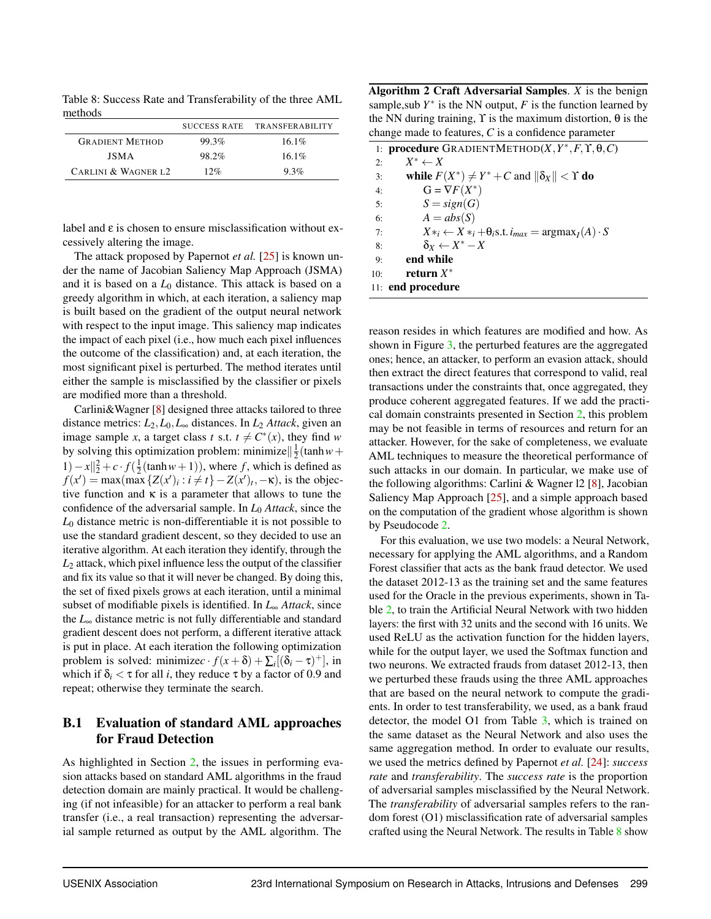Table 8: Success Rate and Transferability of the three AML methods

| | SUCCESS RATE | TRANSFERABILITY |
|---|---|---|
| GRADIENT METHOD | 99.3% | 16.1% |
| JSMA | 98.2% | 16.1% |
| CARLINI & WAGNER L2 | 12% | 9.3% |

label and $\varepsilon$ is chosen to ensure misclassification without excessively altering the image.

The attack proposed by Papernot *et al.* [25] is known under the name of Jacobian Saliency Map Approach (JSMA) and it is based on a $L_0$ distance. This attack is based on a greedy algorithm in which, at each iteration, a saliency map is built based on the gradient of the output neural network with respect to the input image. This saliency map indicates the impact of each pixel (i.e., how much each pixel influences the outcome of the classification) and, at each iteration, the most significant pixel is perturbed. The method iterates until either the sample is misclassified by the classifier or pixels are modified more than a threshold.

Carlini&Wagner [8] designed three attacks tailored to three distance metrics: $L_2, L_0, L_\infty$ distances. In $L_2$ *Attack*, given an image sample $x$, a target class $t$ s.t. $t \neq C^*(x)$, they find $w$ by solving this optimization problem: minimize$\|\frac{1}{2}(\tanh w + 1) - x\|_2^2 + c \cdot f(\frac{1}{2}(\tanh w + 1))$, where $f$, which is defined as $f(x') = \max(\max\{Z(x')_i : i \neq t\} - Z(x')_t, -\kappa)$, is the objective function and $\kappa$ is a parameter that allows to tune the confidence of the adversarial sample. In $L_0$ *Attack*, since the $L_0$ distance metric is non-differentiable it is not possible to use the standard gradient descent, so they decided to use an iterative algorithm. At each iteration they identify, through the $L_2$ attack, which pixel influence less the output of the classifier and fix its value so that it will never be changed. By doing this, the set of fixed pixels grows at each iteration, until a minimal subset of modifiable pixels is identified. In $L_\infty$ *Attack*, since the $L_\infty$ distance metric is not fully differentiable and standard gradient descent does not perform, a different iterative attack is put in place. At each iteration the following optimization problem is solved: minimize$c \cdot f(x + \delta) + \sum_i[(\delta_i - \tau)^+]$, in which if $\delta_i < \tau$ for all $i$, they reduce $\tau$ by a factor of 0.9 and repeat; otherwise they terminate the search.

### B.1 Evaluation of standard AML approaches for Fraud Detection

As highlighted in Section 2, the issues in performing evasion attacks based on standard AML algorithms in the fraud detection domain are mainly practical. It would be challenging (if not infeasible) for an attacker to perform a real bank transfer (i.e., a real transaction) representing the adversarial sample returned as output by the AML algorithm. The

**Algorithm 2 Craft Adversarial Samples**. $X$ is the benign sample,sub $Y^*$ is the NN output, $F$ is the function learned by the NN during training, $\Upsilon$ is the maximum distortion, $\theta$ is the change made to features, $C$ is a confidence parameter

```
1:  procedure GRADIENTMETHOD(X, Y*, F, Υ, θ, C)
2:      X* ← X
3:      while F(X*) ≠ Y* + C and ‖δ_X‖ < Υ do
4:          G = ∇F(X*)
5:          S = sign(G)
6:          A = abs(S)
7:          X*_i ← X*_i + θ_i s.t. i_max = argmax_I(A) · S
8:          δ_X ← X* − X
9:      end while
10:     return X*
11: end procedure
```

reason resides in which features are modified and how. As shown in Figure 3, the perturbed features are the aggregated ones; hence, an attacker, to perform an evasion attack, should then extract the direct features that correspond to valid, real transactions under the constraints that, once aggregated, they produce coherent aggregated features. If we add the practical domain constraints presented in Section 2, this problem may be not feasible in terms of resources and return for an attacker. However, for the sake of completeness, we evaluate AML techniques to measure the theoretical performance of such attacks in our domain. In particular, we make use of the following algorithms: Carlini & Wagner l2 [8], Jacobian Saliency Map Approach [25], and a simple approach based on the computation of the gradient whose algorithm is shown by Pseudocode 2.

For this evaluation, we use two models: a Neural Network, necessary for applying the AML algorithms, and a Random Forest classifier that acts as the bank fraud detector. We used the dataset 2012-13 as the training set and the same features used for the Oracle in the previous experiments, shown in Table 2, to train the Artificial Neural Network with two hidden layers: the first with 32 units and the second with 16 units. We used ReLU as the activation function for the hidden layers, while for the output layer, we used the Softmax function and two neurons. We extracted frauds from dataset 2012-13, then we perturbed these frauds using the three AML approaches that are based on the neural network to compute the gradients. In order to test transferability, we used, as a bank fraud detector, the model O1 from Table 3, which is trained on the same dataset as the Neural Network and also uses the same aggregation method. In order to evaluate our results, we used the metrics defined by Papernot *et al.* [24]: *success rate* and *transferability*. The *success rate* is the proportion of adversarial samples misclassified by the Neural Network. The *transferability* of adversarial samples refers to the random forest (O1) misclassification rate of adversarial samples crafted using the Neural Network. The results in Table 8 show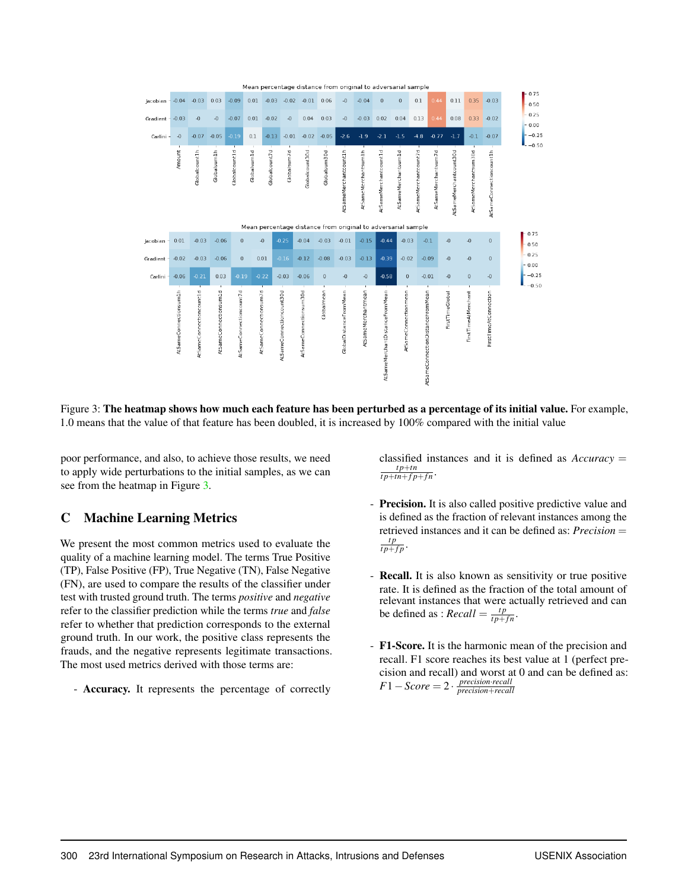Mean percentage distance from original to adversarial sample

Jacobian
Gradient
Carlini

-0.04 -0.03 0.03 -0.09 0.01 -0.03 -0.02 -0.01 0.06 -0 -0.04 0 0 0.1 0.44 0.11 0.35 -0.03
-0.03 -0 -0 -0.07 0.01 -0.02 -0 0.04 0.03 -0 -0.03 0.02 0.04 0.13 0.44 0.08 0.33 -0.02
-0 -0.07 -0.05 -0.19 0.1 -0.13 -0.01 -0.02 -0.05 -2.6 -1.9 -2.1 -1.5 -4.8 -0.77 -1.7 -0.1 -0.07

Amount, Globalcount1h, Globalsum1h, Globalcount1d, Globalsum1d, Globalcount7d, Globalsum7d, Globalcount30d, Globalsum30d, AtSameMerchantcount1h, AtSameMerchantsum1h, AtSameMerchantcount1d, AtSameMerchantsum1d, AtSameMerchantcount7d, AtSameMerchantsum7d, AtSameMerchantcount30d, AtSameMerchantsum30d, AtSameConnectioncount1h

0.75 0.50 0.25 0.00 −0.25 −0.50

Mean percentage distance from original to adversarial sample

Jacobian
Gradient
Carlini

0.01 -0.03 -0.06 0 -0 -0.25 -0.04 -0.03 -0.01 -0.15 -0.44 -0.03 -0.1 -0 -0 0
-0.02 -0.03 -0.06 0 0.01 -0.16 -0.12 -0.08 -0.03 -0.13 -0.39 -0.02 -0.09 -0 -0 0
-0.06 -0.21 0.03 -0.19 -0.22 -0.03 -0.06 0 -0 -0 -0.58 0 -0.01 -0 0 -0

AtSameConnectionsum1h, AtSameConnectioncount1d, AtSameConnectionsum1d, AtSameConnectioncount7d, AtSameConnectionsum7d, AtSameConnectioncount30d, AtSameConnectionsum30d, Globalmean, GlobalDistanceFromMean, AtSameMerchantmean, AtSameMerchantDistanceFromMean, AtSameConnectionmean, AtSameConnectionDistanceFromMean, FirstTimeGlobal, FirstTimeAtMerchant, FirstTimeAtConnection

0.75 0.50 0.25 0.00 −0.25 −0.50

Figure 3: **The heatmap shows how much each feature has been perturbed as a percentage of its initial value.** For example, 1.0 means that the value of that feature has been doubled, it is increased by 100% compared with the initial value

poor performance, and also, to achieve those results, we need to apply wide perturbations to the initial samples, as we can see from the heatmap in Figure 3.

## C Machine Learning Metrics

We present the most common metrics used to evaluate the quality of a machine learning model. The terms True Positive (TP), False Positive (FP), True Negative (TN), False Negative (FN), are used to compare the results of the classifier under test with trusted ground truth. The terms *positive* and *negative* refer to the classifier prediction while the terms *true* and *false* refer to whether that prediction corresponds to the external ground truth. In our work, the positive class represents the frauds, and the negative represents legitimate transactions. The most used metrics derived with those terms are:

- **Accuracy.** It represents the percentage of correctly classified instances and it is defined as $Accuracy = \frac{tp+tn}{tp+tn+fp+fn}$.

- **Precision.** It is also called positive predictive value and is defined as the fraction of relevant instances among the retrieved instances and it can be defined as: $Precision = \frac{tp}{tp+fp}$.

- **Recall.** It is also known as sensitivity or true positive rate. It is defined as the fraction of the total amount of relevant instances that were actually retrieved and can be defined as : $Recall = \frac{tp}{tp+fn}$.

- **F1-Score.** It is the harmonic mean of the precision and recall. F1 score reaches its best value at 1 (perfect precision and recall) and worst at 0 and can be defined as: $F1-Score = 2 \cdot \frac{precision \cdot recall}{precision+recall}$